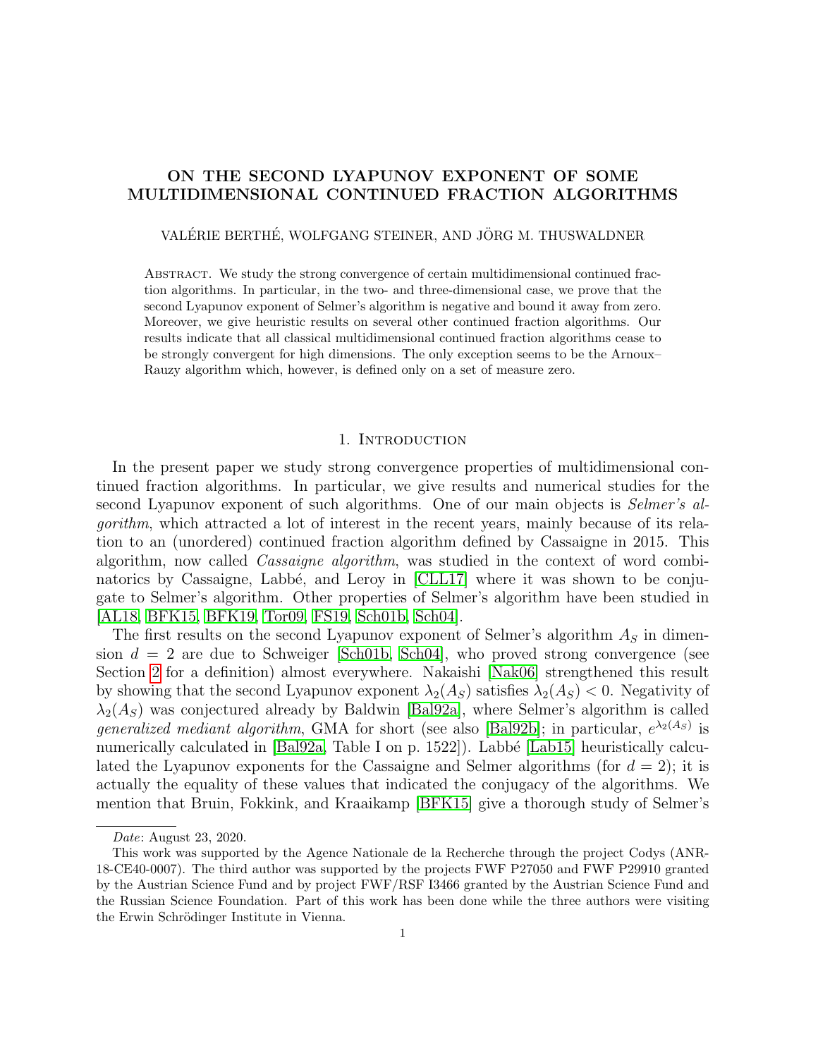# ON THE SECOND LYAPUNOV EXPONENT OF SOME MULTIDIMENSIONAL CONTINUED FRACTION ALGORITHMS

VALÉRIE BERTHÉ, WOLFGANG STEINER, AND JÖRG M. THUSWALDNER

Abstract. We study the strong convergence of certain multidimensional continued fraction algorithms. In particular, in the two- and three-dimensional case, we prove that the second Lyapunov exponent of Selmer's algorithm is negative and bound it away from zero. Moreover, we give heuristic results on several other continued fraction algorithms. Our results indicate that all classical multidimensional continued fraction algorithms cease to be strongly convergent for high dimensions. The only exception seems to be the Arnoux–Rauzy algorithm which, however, is defined only on a set of measure zero.

## 1. Introduction

In the present paper we study strong convergence properties of multidimensional continued fraction algorithms. In particular, we give results and numerical studies for the second Lyapunov exponent of such algorithms. One of our main objects is *Selmer's algorithm*, which attracted a lot of interest in the recent years, mainly because of its relation to an (unordered) continued fraction algorithm defined by Cassaigne in 2015. This algorithm, now called *Cassaigne algorithm*, was studied in the context of word combinatorics by Cassaigne, Labbé, and Leroy in [CLL17] where it was shown to be conjugate to Selmer's algorithm. Other properties of Selmer's algorithm have been studied in [AL18, BFK15, BFK19, Tor09, FS19, Sch01b, Sch04].

The first results on the second Lyapunov exponent of Selmer's algorithm $A_S$ in dimension $d = 2$ are due to Schweiger [Sch01b, Sch04], who proved strong convergence (see Section 2 for a definition) almost everywhere. Nakaishi [Nak06] strengthened this result by showing that the second Lyapunov exponent $\lambda_2(A_S)$ satisfies $\lambda_2(A_S) < 0$. Negativity of $\lambda_2(A_S)$ was conjectured already by Baldwin [Bal92a], where Selmer's algorithm is called *generalized mediant algorithm*, GMA for short (see also [Bal92b]; in particular, $e^{\lambda_2(A_S)}$ is numerically calculated in [Bal92a, Table I on p. 1522]). Labbé [Lab15] heuristically calculated the Lyapunov exponents for the Cassaigne and Selmer algorithms (for $d = 2$); it is actually the equality of these values that indicated the conjugacy of the algorithms. We mention that Bruin, Fokkink, and Kraaikamp [BFK15] give a thorough study of Selmer's

---

*Date*: August 23, 2020.

This work was supported by the Agence Nationale de la Recherche through the project Codys (ANR-18-CE40-0007). The third author was supported by the projects FWF P27050 and FWF P29910 granted by the Austrian Science Fund and by project FWF/RSF I3466 granted by the Austrian Science Fund and the Russian Science Foundation. Part of this work has been done while the three authors were visiting the Erwin Schrödinger Institute in Vienna.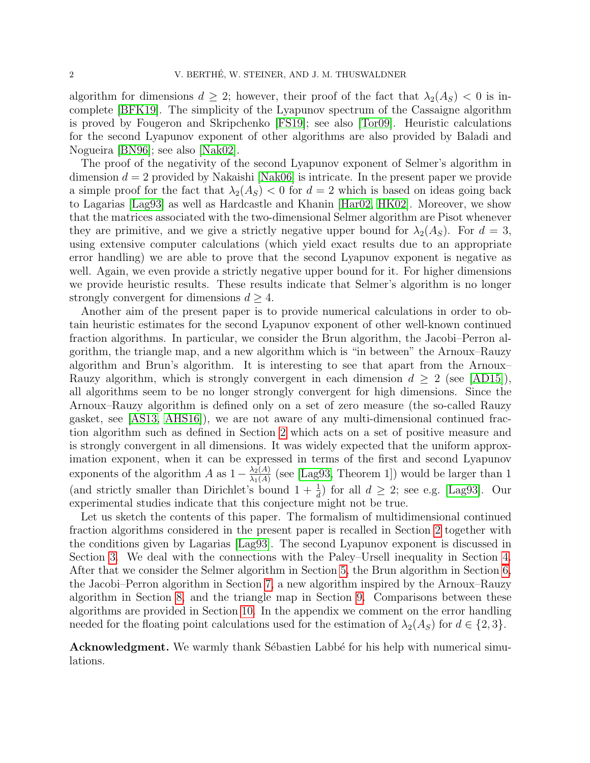algorithm for dimensions $d \geq 2$; however, their proof of the fact that $\lambda_2(A_S) < 0$ is incomplete [BFK19]. The simplicity of the Lyapunov spectrum of the Cassaigne algorithm is proved by Fougeron and Skripchenko [FS19]; see also [Tor09]. Heuristic calculations for the second Lyapunov exponent of other algorithms are also provided by Baladi and Nogueira [BN96]; see also [Nak02].

The proof of the negativity of the second Lyapunov exponent of Selmer's algorithm in dimension $d = 2$ provided by Nakaishi [Nak06] is intricate. In the present paper we provide a simple proof for the fact that $\lambda_2(A_S) < 0$ for $d = 2$ which is based on ideas going back to Lagarias [Lag93] as well as Hardcastle and Khanin [Har02, HK02]. Moreover, we show that the matrices associated with the two-dimensional Selmer algorithm are Pisot whenever they are primitive, and we give a strictly negative upper bound for $\lambda_2(A_S)$. For $d = 3$, using extensive computer calculations (which yield exact results due to an appropriate error handling) we are able to prove that the second Lyapunov exponent is negative as well. Again, we even provide a strictly negative upper bound for it. For higher dimensions we provide heuristic results. These results indicate that Selmer's algorithm is no longer strongly convergent for dimensions $d \geq 4$.

Another aim of the present paper is to provide numerical calculations in order to obtain heuristic estimates for the second Lyapunov exponent of other well-known continued fraction algorithms. In particular, we consider the Brun algorithm, the Jacobi–Perron algorithm, the triangle map, and a new algorithm which is "in between" the Arnoux–Rauzy algorithm and Brun's algorithm. It is interesting to see that apart from the Arnoux–Rauzy algorithm, which is strongly convergent in each dimension $d \geq 2$ (see [AD15]), all algorithms seem to be no longer strongly convergent for high dimensions. Since the Arnoux–Rauzy algorithm is defined only on a set of zero measure (the so-called Rauzy gasket, see [AS13, AHS16]), we are not aware of any multi-dimensional continued fraction algorithm such as defined in Section 2 which acts on a set of positive measure and is strongly convergent in all dimensions. It was widely expected that the uniform approximation exponent, when it can be expressed in terms of the first and second Lyapunov exponents of the algorithm $A$ as $1 - \frac{\lambda_2(A)}{\lambda_1(A)}$ (see [Lag93, Theorem 1]) would be larger than 1 (and strictly smaller than Dirichlet's bound $1 + \frac{1}{d}$) for all $d \geq 2$; see e.g. [Lag93]. Our experimental studies indicate that this conjecture might not be true.

Let us sketch the contents of this paper. The formalism of multidimensional continued fraction algorithms considered in the present paper is recalled in Section 2 together with the conditions given by Lagarias [Lag93]. The second Lyapunov exponent is discussed in Section 3. We deal with the connections with the Paley–Ursell inequality in Section 4. After that we consider the Selmer algorithm in Section 5, the Brun algorithm in Section 6, the Jacobi–Perron algorithm in Section 7, a new algorithm inspired by the Arnoux–Rauzy algorithm in Section 8, and the triangle map in Section 9. Comparisons between these algorithms are provided in Section 10. In the appendix we comment on the error handling needed for the floating point calculations used for the estimation of $\lambda_2(A_S)$ for $d \in \{2, 3\}$.

**Acknowledgment.** We warmly thank Sébastien Labbé for his help with numerical simulations.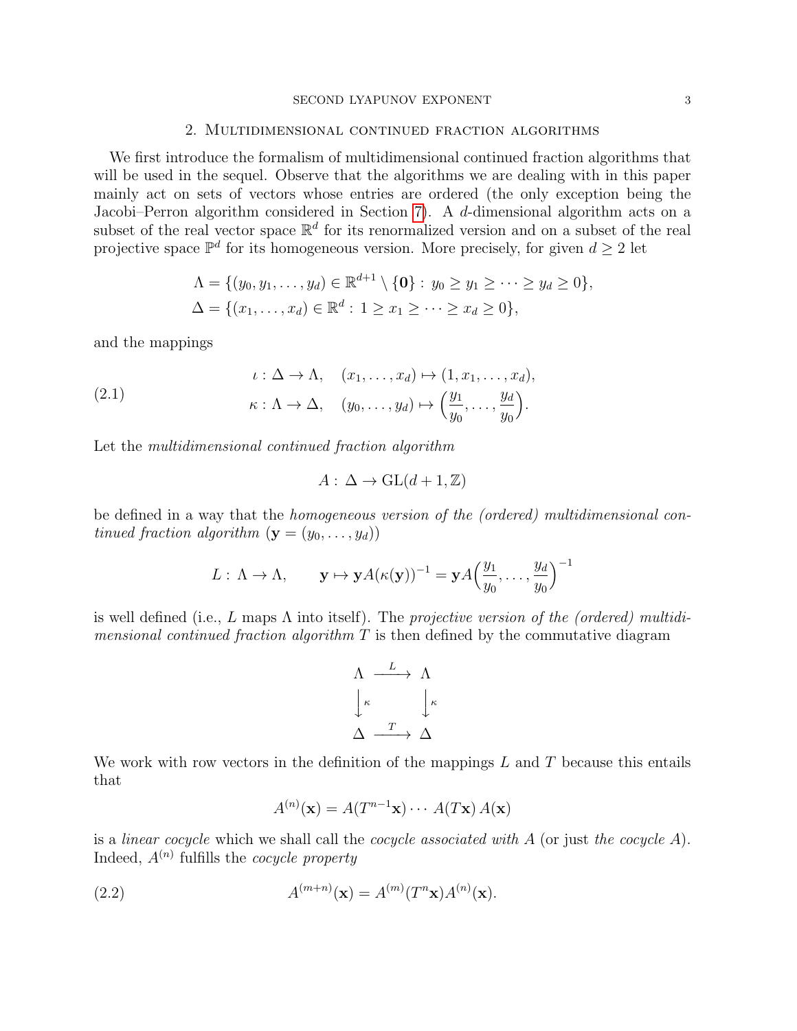## 2. Multidimensional continued fraction algorithms

We first introduce the formalism of multidimensional continued fraction algorithms that will be used in the sequel. Observe that the algorithms we are dealing with in this paper mainly act on sets of vectors whose entries are ordered (the only exception being the Jacobi–Perron algorithm considered in Section 7). A $d$-dimensional algorithm acts on a subset of the real vector space $\mathbb{R}^d$ for its renormalized version and on a subset of the real projective space $\mathbb{P}^d$ for its homogeneous version. More precisely, for given $d \geq 2$ let

$$\Lambda = \{(y_0, y_1, \ldots, y_d) \in \mathbb{R}^{d+1} \setminus \{\mathbf{0}\} : y_0 \geq y_1 \geq \cdots \geq y_d \geq 0\},$$
$$\Delta = \{(x_1, \ldots, x_d) \in \mathbb{R}^d : 1 \geq x_1 \geq \cdots \geq x_d \geq 0\},$$

and the mappings

$$\begin{aligned} \iota &: \Delta \to \Lambda, \quad (x_1, \ldots, x_d) \mapsto (1, x_1, \ldots, x_d), \\ \kappa &: \Lambda \to \Delta, \quad (y_0, \ldots, y_d) \mapsto \Big(\frac{y_1}{y_0}, \ldots, \frac{y_d}{y_0}\Big). \end{aligned} \tag{2.1}$$

Let the *multidimensional continued fraction algorithm*

$$A : \Delta \to \mathrm{GL}(d+1, \mathbb{Z})$$

be defined in a way that the *homogeneous version of the (ordered) multidimensional continued fraction algorithm* ($\mathbf{y} = (y_0, \ldots, y_d)$)

$$L : \Lambda \to \Lambda, \qquad \mathbf{y} \mapsto \mathbf{y} A(\kappa(\mathbf{y}))^{-1} = \mathbf{y} A\Big(\frac{y_1}{y_0}, \ldots, \frac{y_d}{y_0}\Big)^{-1}$$

is well defined (i.e., $L$ maps $\Lambda$ into itself). The *projective version of the (ordered) multidimensional continued fraction algorithm* $T$ is then defined by the commutative diagram

$$\begin{array}{ccc} \Lambda & \xrightarrow{\;L\;} & \Lambda \\ \big\downarrow{\scriptstyle \kappa} & & \big\downarrow{\scriptstyle \kappa} \\ \Delta & \xrightarrow{\;T\;} & \Delta \end{array}$$

We work with row vectors in the definition of the mappings $L$ and $T$ because this entails that

$$A^{(n)}(\mathbf{x}) = A(T^{n-1}\mathbf{x}) \cdots A(T\mathbf{x})\, A(\mathbf{x})$$

is a *linear cocycle* which we shall call the *cocycle associated with* $A$ (or just *the cocycle* $A$). Indeed, $A^{(n)}$ fulfills the *cocycle property*

$$A^{(m+n)}(\mathbf{x}) = A^{(m)}(T^n\mathbf{x}) A^{(n)}(\mathbf{x}). \tag{2.2}$$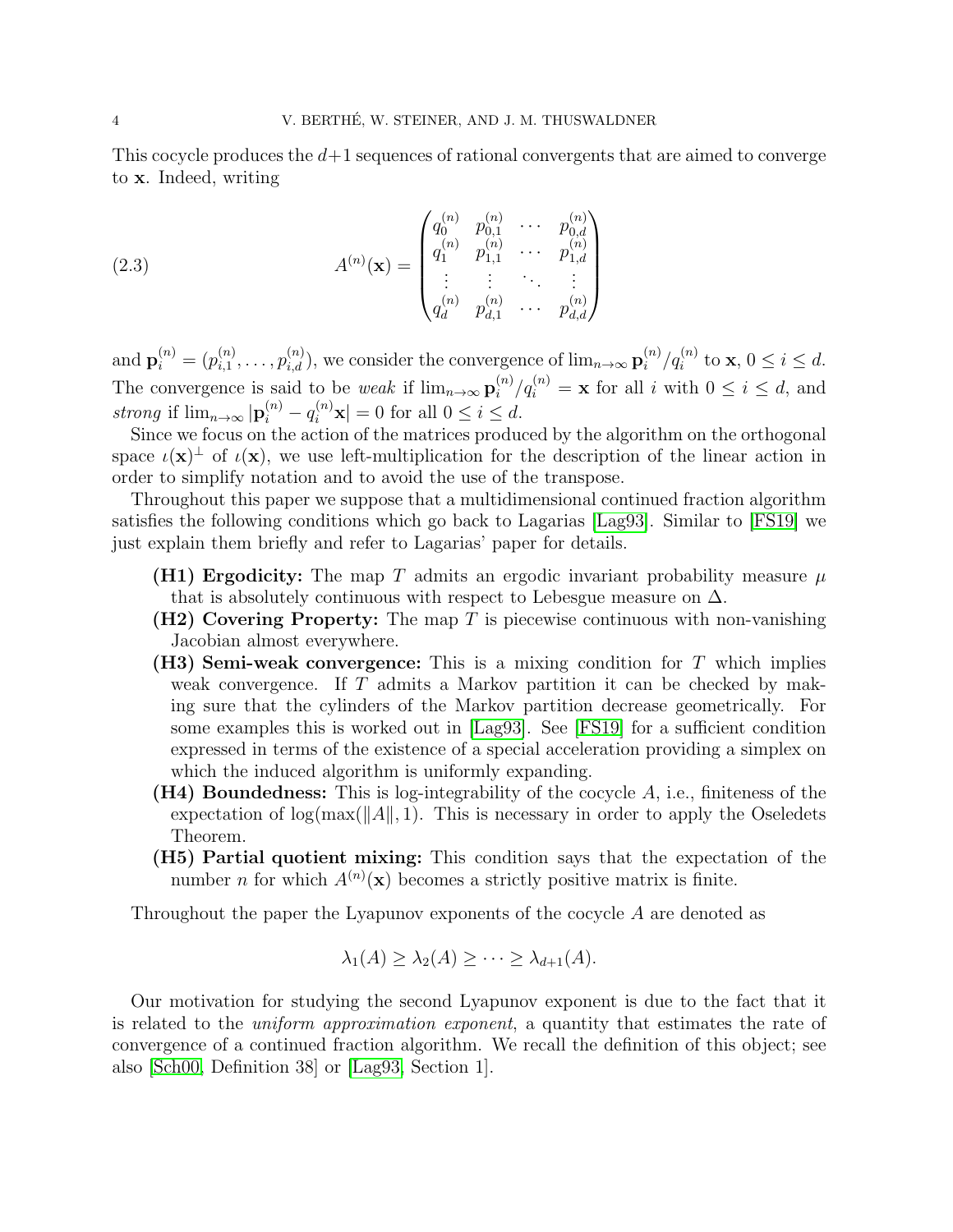This cocycle produces the $d+1$ sequences of rational convergents that are aimed to converge to $\mathbf{x}$. Indeed, writing

$$A^{(n)}(\mathbf{x}) = \begin{pmatrix} q_0^{(n)} & p_{0,1}^{(n)} & \cdots & p_{0,d}^{(n)} \\ q_1^{(n)} & p_{1,1}^{(n)} & \cdots & p_{1,d}^{(n)} \\ \vdots & \vdots & \ddots & \vdots \\ q_d^{(n)} & p_{d,1}^{(n)} & \cdots & p_{d,d}^{(n)} \end{pmatrix} \tag{2.3}$$

and $\mathbf{p}_i^{(n)} = (p_{i,1}^{(n)}, \ldots, p_{i,d}^{(n)})$, we consider the convergence of $\lim_{n\to\infty} \mathbf{p}_i^{(n)}/q_i^{(n)}$ to $\mathbf{x}$, $0 \le i \le d$. The convergence is said to be *weak* if $\lim_{n\to\infty} \mathbf{p}_i^{(n)}/q_i^{(n)} = \mathbf{x}$ for all $i$ with $0 \le i \le d$, and *strong* if $\lim_{n\to\infty} |\mathbf{p}_i^{(n)} - q_i^{(n)}\mathbf{x}| = 0$ for all $0 \le i \le d$.

Since we focus on the action of the matrices produced by the algorithm on the orthogonal space $\iota(\mathbf{x})^\perp$ of $\iota(\mathbf{x})$, we use left-multiplication for the description of the linear action in order to simplify notation and to avoid the use of the transpose.

Throughout this paper we suppose that a multidimensional continued fraction algorithm satisfies the following conditions which go back to Lagarias [Lag93]. Similar to [FS19] we just explain them briefly and refer to Lagarias' paper for details.

- **(H1) Ergodicity:** The map $T$ admits an ergodic invariant probability measure $\mu$ that is absolutely continuous with respect to Lebesgue measure on $\Delta$.
- **(H2) Covering Property:** The map $T$ is piecewise continuous with non-vanishing Jacobian almost everywhere.
- **(H3) Semi-weak convergence:** This is a mixing condition for $T$ which implies weak convergence. If $T$ admits a Markov partition it can be checked by making sure that the cylinders of the Markov partition decrease geometrically. For some examples this is worked out in [Lag93]. See [FS19] for a sufficient condition expressed in terms of the existence of a special acceleration providing a simplex on which the induced algorithm is uniformly expanding.
- **(H4) Boundedness:** This is log-integrability of the cocycle $A$, i.e., finiteness of the expectation of $\log(\max(\|A\|, 1)$. This is necessary in order to apply the Oseledets Theorem.
- **(H5) Partial quotient mixing:** This condition says that the expectation of the number $n$ for which $A^{(n)}(\mathbf{x})$ becomes a strictly positive matrix is finite.

Throughout the paper the Lyapunov exponents of the cocycle $A$ are denoted as

$$\lambda_1(A) \ge \lambda_2(A) \ge \cdots \ge \lambda_{d+1}(A).$$

Our motivation for studying the second Lyapunov exponent is due to the fact that it is related to the *uniform approximation exponent*, a quantity that estimates the rate of convergence of a continued fraction algorithm. We recall the definition of this object; see also [Sch00, Definition 38] or [Lag93, Section 1].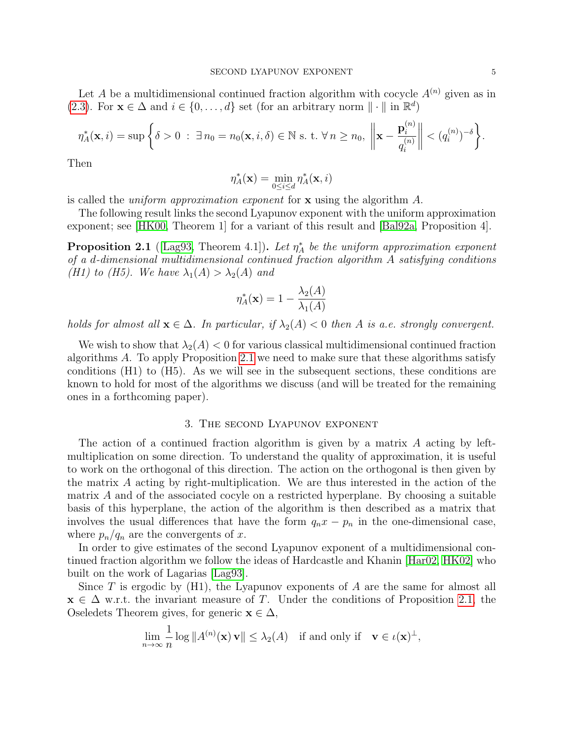Let $A$ be a multidimensional continued fraction algorithm with cocycle $A^{(n)}$ given as in (2.3). For $\mathbf{x} \in \Delta$ and $i \in \{0, \dots, d\}$ set (for an arbitrary norm $\|\cdot\|$ in $\mathbb{R}^d$)

$$\eta_A^*(\mathbf{x}, i) = \sup\left\{\delta > 0 \ : \ \exists\, n_0 = n_0(\mathbf{x}, i, \delta) \in \mathbb{N} \text{ s. t. } \forall\, n \geq n_0,\ \left\|\mathbf{x} - \frac{\mathbf{p}_i^{(n)}}{q_i^{(n)}}\right\| < (q_i^{(n)})^{-\delta}\right\}.$$

Then

$$\eta_A^*(\mathbf{x}) = \min_{0 \leq i \leq d} \eta_A^*(\mathbf{x}, i)$$

is called the *uniform approximation exponent* for $\mathbf{x}$ using the algorithm $A$.

The following result links the second Lyapunov exponent with the uniform approximation exponent; see [HK00, Theorem 1] for a variant of this result and [Bal92a, Proposition 4].

**Proposition 2.1** ([Lag93, Theorem 4.1])**.** *Let $\eta_A^*$ be the uniform approximation exponent of a $d$-dimensional multidimensional continued fraction algorithm $A$ satisfying conditions (H1) to (H5). We have $\lambda_1(A) > \lambda_2(A)$ and*

$$\eta_A^*(\mathbf{x}) = 1 - \frac{\lambda_2(A)}{\lambda_1(A)}$$

*holds for almost all $\mathbf{x} \in \Delta$. In particular, if $\lambda_2(A) < 0$ then $A$ is a.e. strongly convergent.*

We wish to show that $\lambda_2(A) < 0$ for various classical multidimensional continued fraction algorithms $A$. To apply Proposition 2.1 we need to make sure that these algorithms satisfy conditions (H1) to (H5). As we will see in the subsequent sections, these conditions are known to hold for most of the algorithms we discuss (and will be treated for the remaining ones in a forthcoming paper).

## 3. The second Lyapunov exponent

The action of a continued fraction algorithm is given by a matrix $A$ acting by left-multiplication on some direction. To understand the quality of approximation, it is useful to work on the orthogonal of this direction. The action on the orthogonal is then given by the matrix $A$ acting by right-multiplication. We are thus interested in the action of the matrix $A$ and of the associated cocyle on a restricted hyperplane. By choosing a suitable basis of this hyperplane, the action of the algorithm is then described as a matrix that involves the usual differences that have the form $q_n x - p_n$ in the one-dimensional case, where $p_n/q_n$ are the convergents of $x$.

In order to give estimates of the second Lyapunov exponent of a multidimensional continued fraction algorithm we follow the ideas of Hardcastle and Khanin [Har02, HK02] who built on the work of Lagarias [Lag93].

Since $T$ is ergodic by (H1), the Lyapunov exponents of $A$ are the same for almost all $\mathbf{x} \in \Delta$ w.r.t. the invariant measure of $T$. Under the conditions of Proposition 2.1, the Oseledets Theorem gives, for generic $\mathbf{x} \in \Delta$,

$$\lim_{n\to\infty} \frac{1}{n} \log \|A^{(n)}(\mathbf{x})\, \mathbf{v}\| \leq \lambda_2(A) \quad \text{if and only if} \quad \mathbf{v} \in \iota(\mathbf{x})^{\perp},$$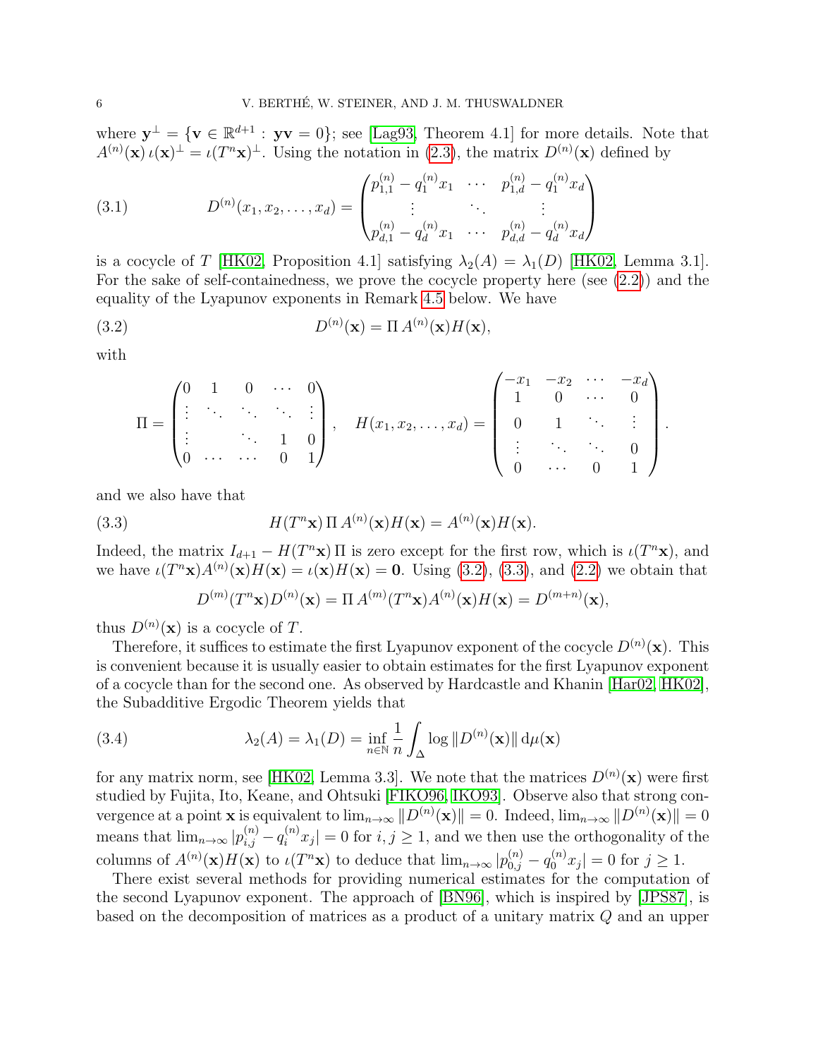where $\mathbf{y}^\perp = \{\mathbf{v} \in \mathbb{R}^{d+1} : \mathbf{y}\mathbf{v} = 0\}$; see [Lag93, Theorem 4.1] for more details. Note that $A^{(n)}(\mathbf{x})\,\iota(\mathbf{x})^\perp = \iota(T^n\mathbf{x})^\perp$. Using the notation in (2.3), the matrix $D^{(n)}(\mathbf{x})$ defined by

$$D^{(n)}(x_1, x_2, \ldots, x_d) = \begin{pmatrix} p_{1,1}^{(n)} - q_1^{(n)} x_1 & \cdots & p_{1,d}^{(n)} - q_1^{(n)} x_d \\ \vdots & \ddots & \vdots \\ p_{d,1}^{(n)} - q_d^{(n)} x_1 & \cdots & p_{d,d}^{(n)} - q_d^{(n)} x_d \end{pmatrix} \tag{3.1}$$

is a cocycle of $T$ [HK02, Proposition 4.1] satisfying $\lambda_2(A) = \lambda_1(D)$ [HK02, Lemma 3.1]. For the sake of self-containedness, we prove the cocycle property here (see (2.2)) and the equality of the Lyapunov exponents in Remark 4.5 below. We have

$$D^{(n)}(\mathbf{x}) = \Pi\, A^{(n)}(\mathbf{x}) H(\mathbf{x}), \tag{3.2}$$

with

$$\Pi = \begin{pmatrix} 0 & 1 & 0 & \cdots & 0 \\ \vdots & \ddots & \ddots & \ddots & \vdots \\ \vdots & & \ddots & 1 & 0 \\ 0 & \cdots & \cdots & 0 & 1 \end{pmatrix}, \quad H(x_1, x_2, \ldots, x_d) = \begin{pmatrix} -x_1 & -x_2 & \cdots & -x_d \\ 1 & 0 & \cdots & 0 \\ 0 & 1 & \ddots & \vdots \\ \vdots & \ddots & \ddots & 0 \\ 0 & \cdots & 0 & 1 \end{pmatrix}.$$

and we also have that

$$H(T^n\mathbf{x})\,\Pi\, A^{(n)}(\mathbf{x}) H(\mathbf{x}) = A^{(n)}(\mathbf{x}) H(\mathbf{x}). \tag{3.3}$$

Indeed, the matrix $I_{d+1} - H(T^n\mathbf{x})\,\Pi$ is zero except for the first row, which is $\iota(T^n\mathbf{x})$, and we have $\iota(T^n\mathbf{x}) A^{(n)}(\mathbf{x}) H(\mathbf{x}) = \iota(\mathbf{x}) H(\mathbf{x}) = \mathbf{0}$. Using (3.2), (3.3), and (2.2) we obtain that

$$D^{(m)}(T^n\mathbf{x}) D^{(n)}(\mathbf{x}) = \Pi\, A^{(m)}(T^n\mathbf{x}) A^{(n)}(\mathbf{x}) H(\mathbf{x}) = D^{(m+n)}(\mathbf{x}),$$

thus $D^{(n)}(\mathbf{x})$ is a cocycle of $T$.

Therefore, it suffices to estimate the first Lyapunov exponent of the cocycle $D^{(n)}(\mathbf{x})$. This is convenient because it is usually easier to obtain estimates for the first Lyapunov exponent of a cocycle than for the second one. As observed by Hardcastle and Khanin [Har02, HK02], the Subadditive Ergodic Theorem yields that

$$\lambda_2(A) = \lambda_1(D) = \inf_{n \in \mathbb{N}} \frac{1}{n} \int_\Delta \log \|D^{(n)}(\mathbf{x})\| \, \mathrm{d}\mu(\mathbf{x}) \tag{3.4}$$

for any matrix norm, see [HK02, Lemma 3.3]. We note that the matrices $D^{(n)}(\mathbf{x})$ were first studied by Fujita, Ito, Keane, and Ohtsuki [FIKO96, IKO93]. Observe also that strong convergence at a point $\mathbf{x}$ is equivalent to $\lim_{n\to\infty} \|D^{(n)}(\mathbf{x})\| = 0$. Indeed, $\lim_{n\to\infty} \|D^{(n)}(\mathbf{x})\| = 0$ means that $\lim_{n\to\infty} |p_{i,j}^{(n)} - q_i^{(n)} x_j| = 0$ for $i, j \geq 1$, and we then use the orthogonality of the columns of $A^{(n)}(\mathbf{x}) H(\mathbf{x})$ to $\iota(T^n\mathbf{x})$ to deduce that $\lim_{n\to\infty} |p_{0,j}^{(n)} - q_0^{(n)} x_j| = 0$ for $j \geq 1$.

There exist several methods for providing numerical estimates for the computation of the second Lyapunov exponent. The approach of [BN96], which is inspired by [JPS87], is based on the decomposition of matrices as a product of a unitary matrix $Q$ and an upper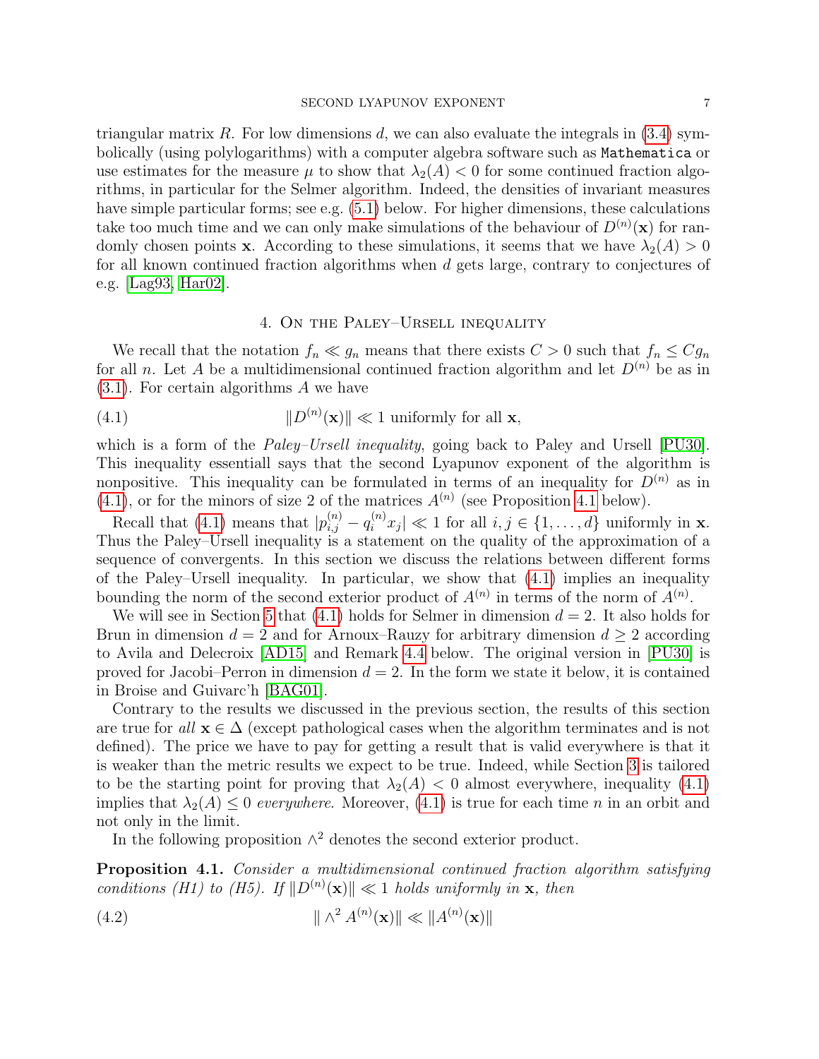triangular matrix $R$. For low dimensions $d$, we can also evaluate the integrals in (3.4) symbolically (using polylogarithms) with a computer algebra software such as `Mathematica` or use estimates for the measure $\mu$ to show that $\lambda_2(A) < 0$ for some continued fraction algorithms, in particular for the Selmer algorithm. Indeed, the densities of invariant measures have simple particular forms; see e.g. (5.1) below. For higher dimensions, these calculations take too much time and we can only make simulations of the behaviour of $D^{(n)}(\mathbf{x})$ for randomly chosen points $\mathbf{x}$. According to these simulations, it seems that we have $\lambda_2(A) > 0$ for all known continued fraction algorithms when $d$ gets large, contrary to conjectures of e.g. [Lag93, Har02].

## 4. On the Paley–Ursell inequality

We recall that the notation $f_n \ll g_n$ means that there exists $C > 0$ such that $f_n \le C g_n$ for all $n$. Let $A$ be a multidimensional continued fraction algorithm and let $D^{(n)}$ be as in (3.1). For certain algorithms $A$ we have

$$\|D^{(n)}(\mathbf{x})\| \ll 1 \text{ uniformly for all } \mathbf{x}, \tag{4.1}$$

which is a form of the *Paley–Ursell inequality*, going back to Paley and Ursell [PU30]. This inequality essentiall says that the second Lyapunov exponent of the algorithm is nonpositive. This inequality can be formulated in terms of an inequality for $D^{(n)}$ as in (4.1), or for the minors of size 2 of the matrices $A^{(n)}$ (see Proposition 4.1 below).

Recall that (4.1) means that $|p_{i,j}^{(n)} - q_i^{(n)} x_j| \ll 1$ for all $i, j \in \{1, \ldots, d\}$ uniformly in $\mathbf{x}$. Thus the Paley–Ursell inequality is a statement on the quality of the approximation of a sequence of convergents. In this section we discuss the relations between different forms of the Paley–Ursell inequality. In particular, we show that (4.1) implies an inequality bounding the norm of the second exterior product of $A^{(n)}$ in terms of the norm of $A^{(n)}$.

We will see in Section 5 that (4.1) holds for Selmer in dimension $d = 2$. It also holds for Brun in dimension $d = 2$ and for Arnoux–Rauzy for arbitrary dimension $d \ge 2$ according to Avila and Delecroix [AD15] and Remark 4.4 below. The original version in [PU30] is proved for Jacobi–Perron in dimension $d = 2$. In the form we state it below, it is contained in Broise and Guivarc'h [BAG01].

Contrary to the results we discussed in the previous section, the results of this section are true for *all* $\mathbf{x} \in \Delta$ (except pathological cases when the algorithm terminates and is not defined). The price we have to pay for getting a result that is valid everywhere is that it is weaker than the metric results we expect to be true. Indeed, while Section 3 is tailored to be the starting point for proving that $\lambda_2(A) < 0$ almost everywhere, inequality (4.1) implies that $\lambda_2(A) \le 0$ *everywhere*. Moreover, (4.1) is true for each time $n$ in an orbit and not only in the limit.

In the following proposition $\wedge^2$ denotes the second exterior product.

**Proposition 4.1.** *Consider a multidimensional continued fraction algorithm satisfying conditions (H1) to (H5). If $\|D^{(n)}(\mathbf{x})\| \ll 1$ holds uniformly in $\mathbf{x}$, then*

$$\| \wedge^2 A^{(n)}(\mathbf{x})\| \ll \|A^{(n)}(\mathbf{x})\| \tag{4.2}$$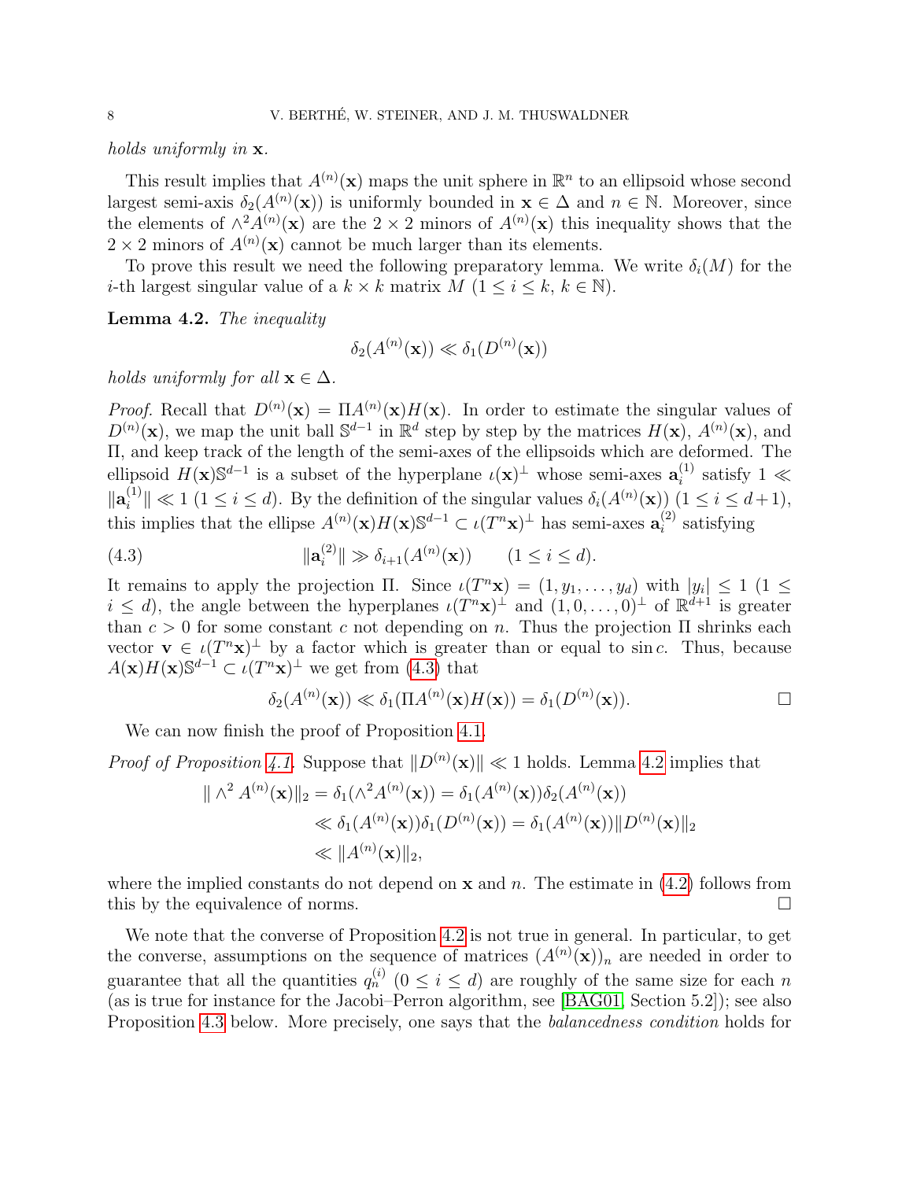*holds uniformly in* $\mathbf{x}$.

This result implies that $A^{(n)}(\mathbf{x})$ maps the unit sphere in $\mathbb{R}^n$ to an ellipsoid whose second largest semi-axis $\delta_2(A^{(n)}(\mathbf{x}))$ is uniformly bounded in $\mathbf{x} \in \Delta$ and $n \in \mathbb{N}$. Moreover, since the elements of $\wedge^2 A^{(n)}(\mathbf{x})$ are the $2 \times 2$ minors of $A^{(n)}(\mathbf{x})$ this inequality shows that the $2 \times 2$ minors of $A^{(n)}(\mathbf{x})$ cannot be much larger than its elements.

To prove this result we need the following preparatory lemma. We write $\delta_i(M)$ for the $i$-th largest singular value of a $k \times k$ matrix $M$ ($1 \le i \le k$, $k \in \mathbb{N}$).

**Lemma 4.2.** *The inequality*

$$\delta_2(A^{(n)}(\mathbf{x})) \ll \delta_1(D^{(n)}(\mathbf{x}))$$

*holds uniformly for all* $\mathbf{x} \in \Delta$.

*Proof.* Recall that $D^{(n)}(\mathbf{x}) = \Pi A^{(n)}(\mathbf{x}) H(\mathbf{x})$. In order to estimate the singular values of $D^{(n)}(\mathbf{x})$, we map the unit ball $\mathbb{S}^{d-1}$ in $\mathbb{R}^d$ step by step by the matrices $H(\mathbf{x})$, $A^{(n)}(\mathbf{x})$, and $\Pi$, and keep track of the length of the semi-axes of the ellipsoids which are deformed. The ellipsoid $H(\mathbf{x})\mathbb{S}^{d-1}$ is a subset of the hyperplane $\iota(\mathbf{x})^\perp$ whose semi-axes $\mathbf{a}_i^{(1)}$ satisfy $1 \ll \|\mathbf{a}_i^{(1)}\| \ll 1$ ($1 \le i \le d$). By the definition of the singular values $\delta_i(A^{(n)}(\mathbf{x}))$ ($1 \le i \le d+1$), this implies that the ellipse $A^{(n)}(\mathbf{x})H(\mathbf{x})\mathbb{S}^{d-1} \subset \iota(T^n\mathbf{x})^\perp$ has semi-axes $\mathbf{a}_i^{(2)}$ satisfying

$$\|\mathbf{a}_i^{(2)}\| \gg \delta_{i+1}(A^{(n)}(\mathbf{x})) \qquad (1 \le i \le d). \tag{4.3}$$

It remains to apply the projection $\Pi$. Since $\iota(T^n\mathbf{x}) = (1, y_1, \ldots, y_d)$ with $|y_i| \le 1$ ($1 \le i \le d$), the angle between the hyperplanes $\iota(T^n\mathbf{x})^\perp$ and $(1, 0, \ldots, 0)^\perp$ of $\mathbb{R}^{d+1}$ is greater than $c > 0$ for some constant $c$ not depending on $n$. Thus the projection $\Pi$ shrinks each vector $\mathbf{v} \in \iota(T^n\mathbf{x})^\perp$ by a factor which is greater than or equal to $\sin c$. Thus, because $A(\mathbf{x})H(\mathbf{x})\mathbb{S}^{d-1} \subset \iota(T^n\mathbf{x})^\perp$ we get from (4.3) that

$$\delta_2(A^{(n)}(\mathbf{x})) \ll \delta_1(\Pi A^{(n)}(\mathbf{x})H(\mathbf{x})) = \delta_1(D^{(n)}(\mathbf{x})). \qquad \square$$

We can now finish the proof of Proposition 4.1.

*Proof of Proposition 4.1.* Suppose that $\|D^{(n)}(\mathbf{x})\| \ll 1$ holds. Lemma 4.2 implies that

$$\begin{aligned}
\| \wedge^2 A^{(n)}(\mathbf{x})\|_2 = \delta_1(\wedge^2 A^{(n)}(\mathbf{x})) &= \delta_1(A^{(n)}(\mathbf{x}))\delta_2(A^{(n)}(\mathbf{x})) \\
&\ll \delta_1(A^{(n)}(\mathbf{x}))\delta_1(D^{(n)}(\mathbf{x})) = \delta_1(A^{(n)}(\mathbf{x}))\|D^{(n)}(\mathbf{x})\|_2 \\
&\ll \|A^{(n)}(\mathbf{x})\|_2,
\end{aligned}$$

where the implied constants do not depend on $\mathbf{x}$ and $n$. The estimate in (4.2) follows from this by the equivalence of norms. $\square$

We note that the converse of Proposition 4.2 is not true in general. In particular, to get the converse, assumptions on the sequence of matrices $(A^{(n)}(\mathbf{x}))_n$ are needed in order to guarantee that all the quantities $q_n^{(i)}$ ($0 \le i \le d$) are roughly of the same size for each $n$ (as is true for instance for the Jacobi–Perron algorithm, see [BAG01, Section 5.2]); see also Proposition 4.3 below. More precisely, one says that the *balancedness condition* holds for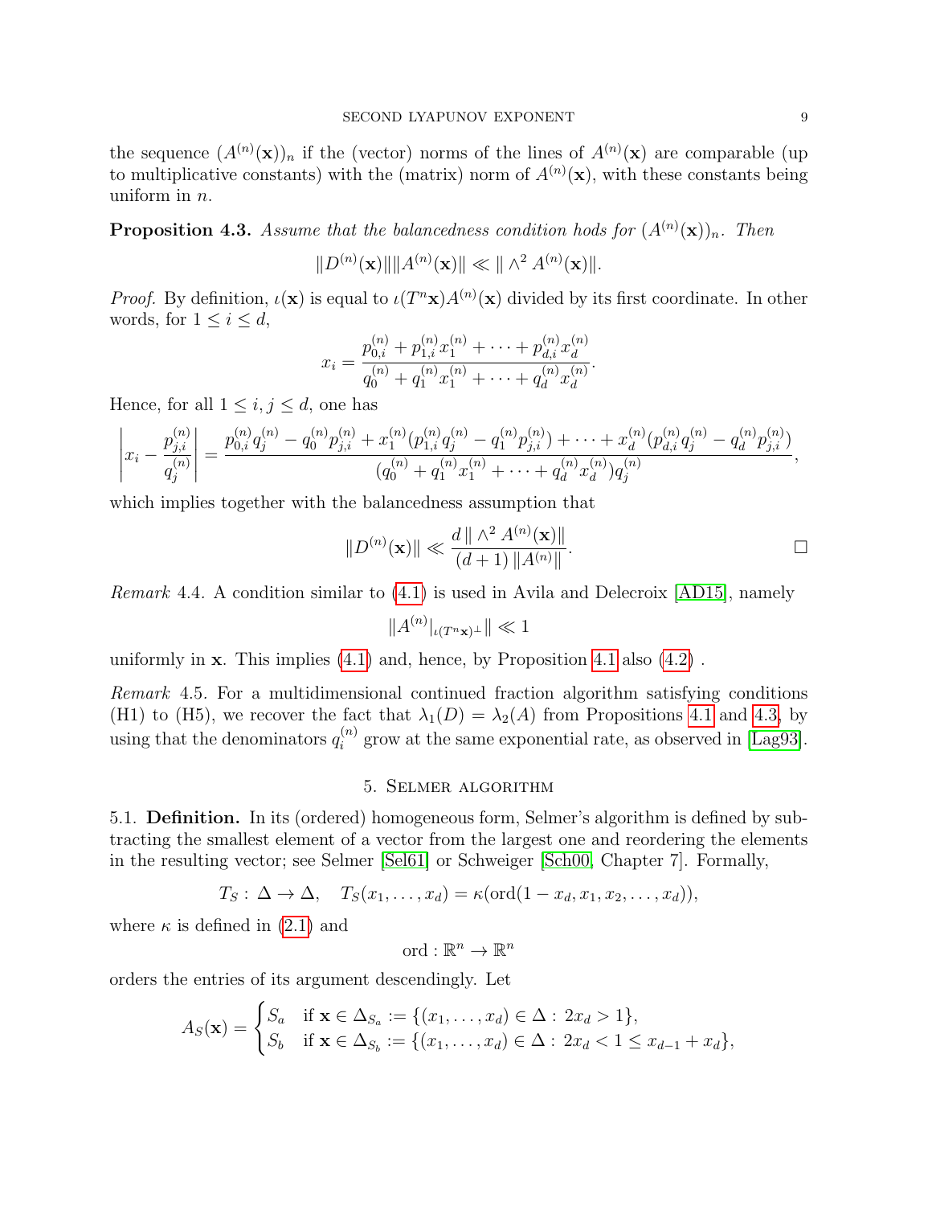the sequence $(A^{(n)}(\mathbf{x}))_n$ if the (vector) norms of the lines of $A^{(n)}(\mathbf{x})$ are comparable (up to multiplicative constants) with the (matrix) norm of $A^{(n)}(\mathbf{x})$, with these constants being uniform in $n$.

**Proposition 4.3.** *Assume that the balancedness condition hods for $(A^{(n)}(\mathbf{x}))_n$. Then*

$$\|D^{(n)}(\mathbf{x})\|\|A^{(n)}(\mathbf{x})\| \ll \| \wedge^2 A^{(n)}(\mathbf{x})\|.$$

*Proof.* By definition, $\iota(\mathbf{x})$ is equal to $\iota(T^n\mathbf{x})A^{(n)}(\mathbf{x})$ divided by its first coordinate. In other words, for $1 \le i \le d$,

$$x_i = \frac{p_{0,i}^{(n)} + p_{1,i}^{(n)}x_1^{(n)} + \cdots + p_{d,i}^{(n)}x_d^{(n)}}{q_0^{(n)} + q_1^{(n)}x_1^{(n)} + \cdots + q_d^{(n)}x_d^{(n)}}.$$

Hence, for all $1 \le i, j \le d$, one has

$$\left|x_i - \frac{p_{j,i}^{(n)}}{q_j^{(n)}}\right| = \frac{p_{0,i}^{(n)}q_j^{(n)} - q_0^{(n)}p_{j,i}^{(n)} + x_1^{(n)}(p_{1,i}^{(n)}q_j^{(n)} - q_1^{(n)}p_{j,i}^{(n)}) + \cdots + x_d^{(n)}(p_{d,i}^{(n)}q_j^{(n)} - q_d^{(n)}p_{j,i}^{(n)})}{(q_0^{(n)} + q_1^{(n)}x_1^{(n)} + \cdots + q_d^{(n)}x_d^{(n)})q_j^{(n)}},$$

which implies together with the balancedness assumption that

$$\|D^{(n)}(\mathbf{x})\| \ll \frac{d\,\| \wedge^2 A^{(n)}(\mathbf{x})\|}{(d+1)\,\|A^{(n)}\|}. \qquad \square$$

*Remark* 4.4. A condition similar to (4.1) is used in Avila and Delecroix [AD15], namely

$$\|A^{(n)}|_{\iota(T^n\mathbf{x})^\perp}\| \ll 1$$

uniformly in $\mathbf{x}$. This implies (4.1) and, hence, by Proposition 4.1 also (4.2) .

*Remark* 4.5. For a multidimensional continued fraction algorithm satisfying conditions (H1) to (H5), we recover the fact that $\lambda_1(D) = \lambda_2(A)$ from Propositions 4.1 and 4.3, by using that the denominators $q_i^{(n)}$ grow at the same exponential rate, as observed in [Lag93].

## 5. Selmer algorithm

5.1. **Definition.** In its (ordered) homogeneous form, Selmer's algorithm is defined by subtracting the smallest element of a vector from the largest one and reordering the elements in the resulting vector; see Selmer [Sel61] or Schweiger [Sch00, Chapter 7]. Formally,

$$T_S : \Delta \to \Delta, \quad T_S(x_1, \ldots, x_d) = \kappa(\mathrm{ord}(1 - x_d, x_1, x_2, \ldots, x_d)),$$

where $\kappa$ is defined in (2.1) and

$$\mathrm{ord} : \mathbb{R}^n \to \mathbb{R}^n$$

orders the entries of its argument descendingly. Let

$$A_S(\mathbf{x}) = \begin{cases} S_a & \text{if } \mathbf{x} \in \Delta_{S_a} := \{(x_1, \ldots, x_d) \in \Delta : \, 2x_d > 1\}, \\ S_b & \text{if } \mathbf{x} \in \Delta_{S_b} := \{(x_1, \ldots, x_d) \in \Delta : \, 2x_d < 1 \le x_{d-1} + x_d\}, \end{cases}$$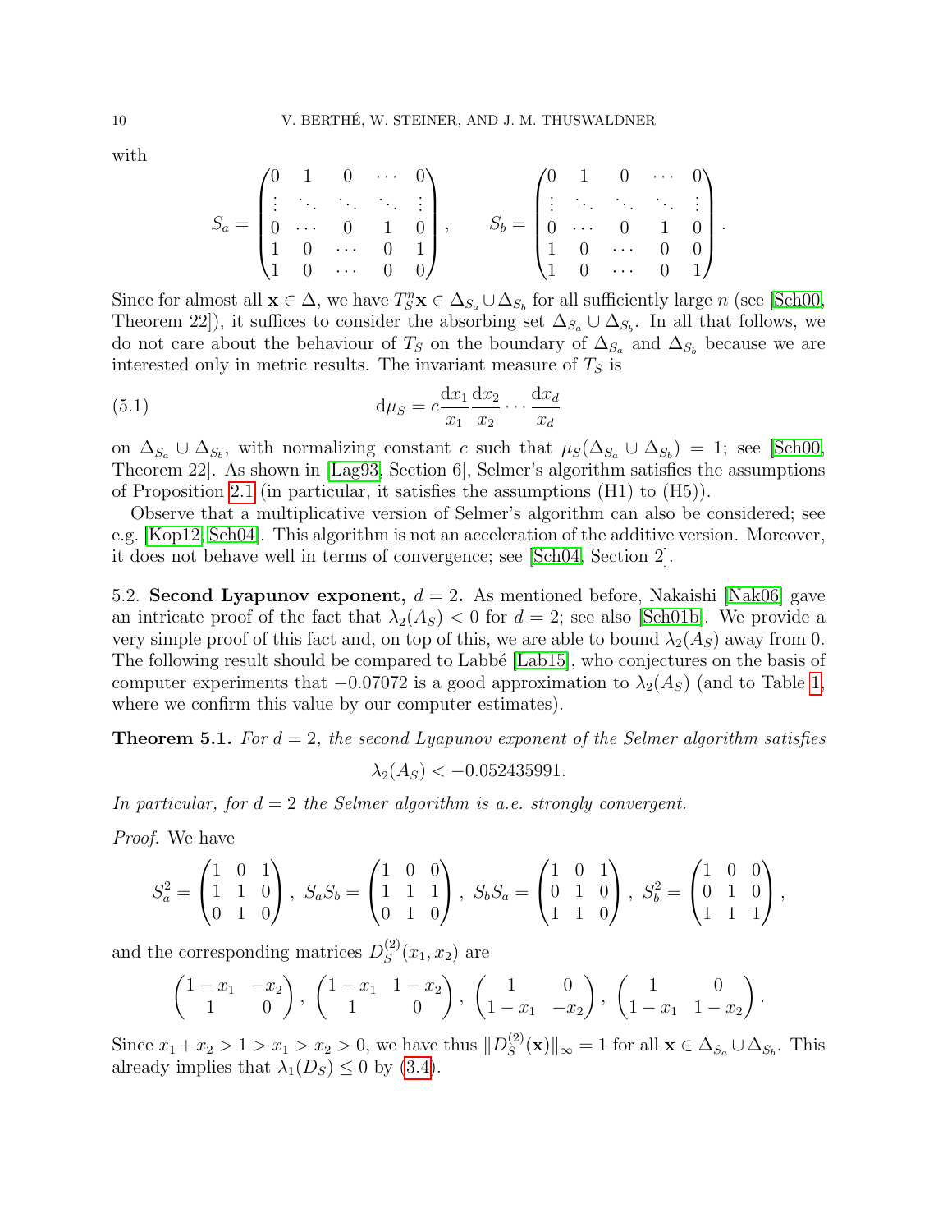with

$$S_a = \begin{pmatrix} 0 & 1 & 0 & \cdots & 0 \\ \vdots & \ddots & \ddots & \ddots & \vdots \\ 0 & \cdots & 0 & 1 & 0 \\ 1 & 0 & \cdots & 0 & 1 \\ 1 & 0 & \cdots & 0 & 0 \end{pmatrix}, \qquad S_b = \begin{pmatrix} 0 & 1 & 0 & \cdots & 0 \\ \vdots & \ddots & \ddots & \ddots & \vdots \\ 0 & \cdots & 0 & 1 & 0 \\ 1 & 0 & \cdots & 0 & 0 \\ 1 & 0 & \cdots & 0 & 1 \end{pmatrix}.$$

Since for almost all $\mathbf{x} \in \Delta$, we have $T_S^n \mathbf{x} \in \Delta_{S_a} \cup \Delta_{S_b}$ for all sufficiently large $n$ (see [Sch00, Theorem 22]), it suffices to consider the absorbing set $\Delta_{S_a} \cup \Delta_{S_b}$. In all that follows, we do not care about the behaviour of $T_S$ on the boundary of $\Delta_{S_a}$ and $\Delta_{S_b}$ because we are interested only in metric results. The invariant measure of $T_S$ is

$$\mathrm{d}\mu_S = c \frac{\mathrm{d}x_1}{x_1} \frac{\mathrm{d}x_2}{x_2} \cdots \frac{\mathrm{d}x_d}{x_d} \tag{5.1}$$

on $\Delta_{S_a} \cup \Delta_{S_b}$, with normalizing constant $c$ such that $\mu_S(\Delta_{S_a} \cup \Delta_{S_b}) = 1$; see [Sch00, Theorem 22]. As shown in [Lag93, Section 6], Selmer's algorithm satisfies the assumptions of Proposition 2.1 (in particular, it satisfies the assumptions (H1) to (H5)).

Observe that a multiplicative version of Selmer's algorithm can also be considered; see e.g. [Kop12, Sch04]. This algorithm is not an acceleration of the additive version. Moreover, it does not behave well in terms of convergence; see [Sch04, Section 2].

5.2. **Second Lyapunov exponent, $d = 2$.** As mentioned before, Nakaishi [Nak06] gave an intricate proof of the fact that $\lambda_2(A_S) < 0$ for $d = 2$; see also [Sch01b]. We provide a very simple proof of this fact and, on top of this, we are able to bound $\lambda_2(A_S)$ away from 0. The following result should be compared to Labbé [Lab15], who conjectures on the basis of computer experiments that $-0.07072$ is a good approximation to $\lambda_2(A_S)$ (and to Table 1, where we confirm this value by our computer estimates).

**Theorem 5.1.** *For $d = 2$, the second Lyapunov exponent of the Selmer algorithm satisfies*

$$\lambda_2(A_S) < -0.052435991.$$

*In particular, for $d = 2$ the Selmer algorithm is a.e. strongly convergent.*

*Proof.* We have

$$S_a^2 = \begin{pmatrix} 1 & 0 & 1 \\ 1 & 1 & 0 \\ 0 & 1 & 0 \end{pmatrix},\ S_a S_b = \begin{pmatrix} 1 & 0 & 0 \\ 1 & 1 & 1 \\ 0 & 1 & 0 \end{pmatrix},\ S_b S_a = \begin{pmatrix} 1 & 0 & 1 \\ 0 & 1 & 0 \\ 1 & 1 & 0 \end{pmatrix},\ S_b^2 = \begin{pmatrix} 1 & 0 & 0 \\ 0 & 1 & 0 \\ 1 & 1 & 1 \end{pmatrix},$$

and the corresponding matrices $D_S^{(2)}(x_1, x_2)$ are

$$\begin{pmatrix} 1-x_1 & -x_2 \\ 1 & 0 \end{pmatrix},\ \begin{pmatrix} 1-x_1 & 1-x_2 \\ 1 & 0 \end{pmatrix},\ \begin{pmatrix} 1 & 0 \\ 1-x_1 & -x_2 \end{pmatrix},\ \begin{pmatrix} 1 & 0 \\ 1-x_1 & 1-x_2 \end{pmatrix}.$$

Since $x_1 + x_2 > 1 > x_1 > x_2 > 0$, we have thus $\|D_S^{(2)}(\mathbf{x})\|_\infty = 1$ for all $\mathbf{x} \in \Delta_{S_a} \cup \Delta_{S_b}$. This already implies that $\lambda_1(D_S) \le 0$ by (3.4).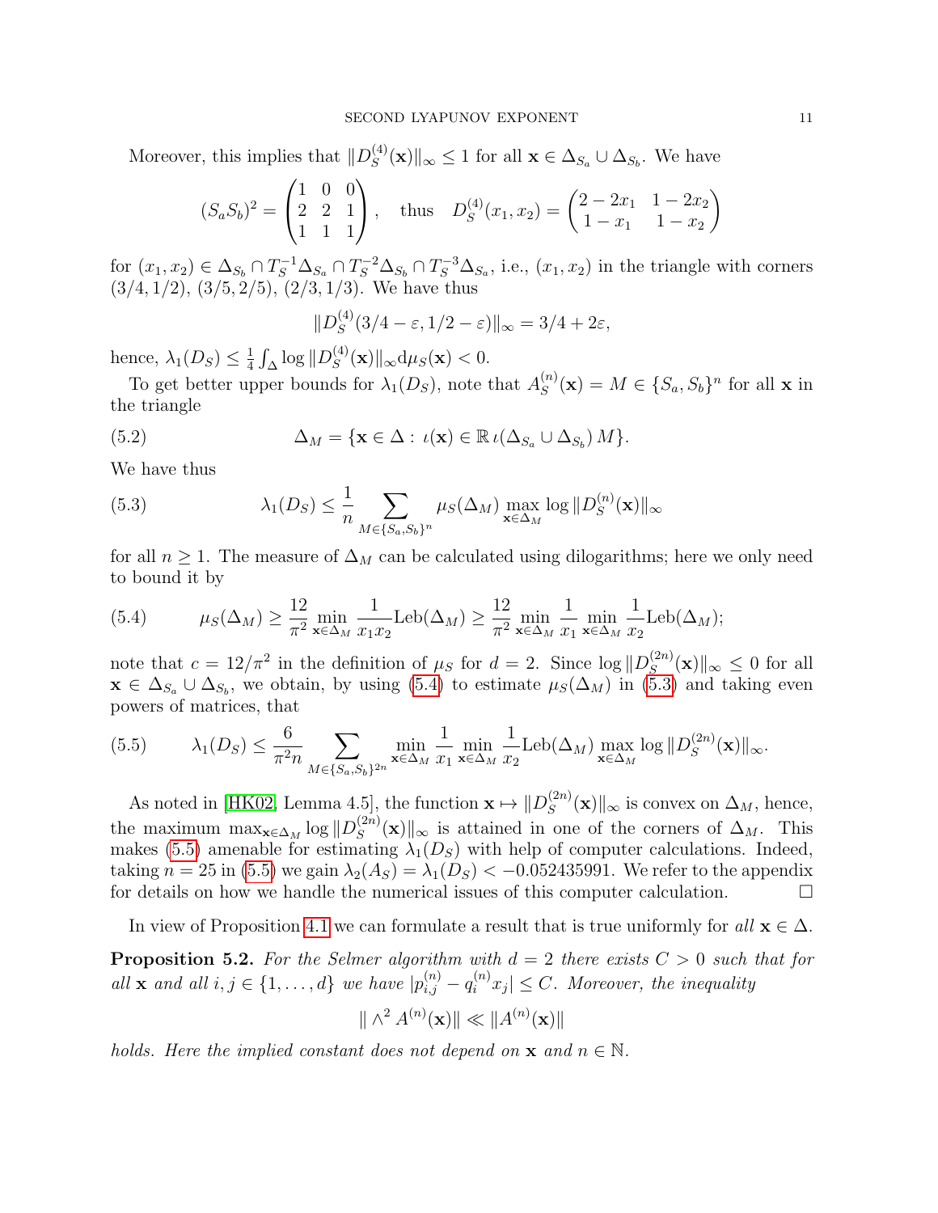Moreover, this implies that $\|D_S^{(4)}(\mathbf{x})\|_\infty \le 1$ for all $\mathbf{x} \in \Delta_{S_a} \cup \Delta_{S_b}$. We have

$$(S_a S_b)^2 = \begin{pmatrix} 1 & 0 & 0 \\ 2 & 2 & 1 \\ 1 & 1 & 1 \end{pmatrix}, \quad \text{thus} \quad D_S^{(4)}(x_1, x_2) = \begin{pmatrix} 2 - 2x_1 & 1 - 2x_2 \\ 1 - x_1 & 1 - x_2 \end{pmatrix}$$

for $(x_1, x_2) \in \Delta_{S_b} \cap T_S^{-1}\Delta_{S_a} \cap T_S^{-2}\Delta_{S_b} \cap T_S^{-3}\Delta_{S_a}$, i.e., $(x_1, x_2)$ in the triangle with corners $(3/4, 1/2)$, $(3/5, 2/5)$, $(2/3, 1/3)$. We have thus

$$\|D_S^{(4)}(3/4 - \varepsilon, 1/2 - \varepsilon)\|_\infty = 3/4 + 2\varepsilon,$$

hence, $\lambda_1(D_S) \le \frac{1}{4}\int_\Delta \log \|D_S^{(4)}(\mathbf{x})\|_\infty \mathrm{d}\mu_S(\mathbf{x}) < 0$.

To get better upper bounds for $\lambda_1(D_S)$, note that $A_S^{(n)}(\mathbf{x}) = M \in \{S_a, S_b\}^n$ for all $\mathbf{x}$ in the triangle

$$\Delta_M = \{\mathbf{x} \in \Delta : \iota(\mathbf{x}) \in \mathbb{R}\, \iota(\Delta_{S_a} \cup \Delta_{S_b})\, M\}. \tag{5.2}$$

We have thus

$$\lambda_1(D_S) \le \frac{1}{n} \sum_{M \in \{S_a, S_b\}^n} \mu_S(\Delta_M) \max_{\mathbf{x} \in \Delta_M} \log \|D_S^{(n)}(\mathbf{x})\|_\infty \tag{5.3}$$

for all $n \ge 1$. The measure of $\Delta_M$ can be calculated using dilogarithms; here we only need to bound it by

$$\mu_S(\Delta_M) \ge \frac{12}{\pi^2} \min_{\mathbf{x} \in \Delta_M} \frac{1}{x_1 x_2} \mathrm{Leb}(\Delta_M) \ge \frac{12}{\pi^2} \min_{\mathbf{x} \in \Delta_M} \frac{1}{x_1} \min_{\mathbf{x} \in \Delta_M} \frac{1}{x_2} \mathrm{Leb}(\Delta_M); \tag{5.4}$$

note that $c = 12/\pi^2$ in the definition of $\mu_S$ for $d = 2$. Since $\log \|D_S^{(2n)}(\mathbf{x})\|_\infty \le 0$ for all $\mathbf{x} \in \Delta_{S_a} \cup \Delta_{S_b}$, we obtain, by using (5.4) to estimate $\mu_S(\Delta_M)$ in (5.3) and taking even powers of matrices, that

$$\lambda_1(D_S) \le \frac{6}{\pi^2 n} \sum_{M \in \{S_a, S_b\}^{2n}} \min_{\mathbf{x} \in \Delta_M} \frac{1}{x_1} \min_{\mathbf{x} \in \Delta_M} \frac{1}{x_2} \mathrm{Leb}(\Delta_M) \max_{\mathbf{x} \in \Delta_M} \log \|D_S^{(2n)}(\mathbf{x})\|_\infty. \tag{5.5}$$

As noted in [HK02, Lemma 4.5], the function $\mathbf{x} \mapsto \|D_S^{(2n)}(\mathbf{x})\|_\infty$ is convex on $\Delta_M$, hence, the maximum $\max_{\mathbf{x} \in \Delta_M} \log \|D_S^{(2n)}(\mathbf{x})\|_\infty$ is attained in one of the corners of $\Delta_M$. This makes (5.5) amenable for estimating $\lambda_1(D_S)$ with help of computer calculations. Indeed, taking $n = 25$ in (5.5) we gain $\lambda_2(A_S) = \lambda_1(D_S) < -0.052435991$. We refer to the appendix for details on how we handle the numerical issues of this computer calculation. □

In view of Proposition 4.1 we can formulate a result that is true uniformly for *all* $\mathbf{x} \in \Delta$.

**Proposition 5.2.** *For the Selmer algorithm with $d = 2$ there exists $C > 0$ such that for all $\mathbf{x}$ and all $i, j \in \{1, \ldots, d\}$ we have $|p_{i,j}^{(n)} - q_i^{(n)} x_j| \le C$. Moreover, the inequality*

$$\| \wedge^2 A^{(n)}(\mathbf{x})\| \ll \|A^{(n)}(\mathbf{x})\|$$

*holds. Here the implied constant does not depend on $\mathbf{x}$ and $n \in \mathbb{N}$.*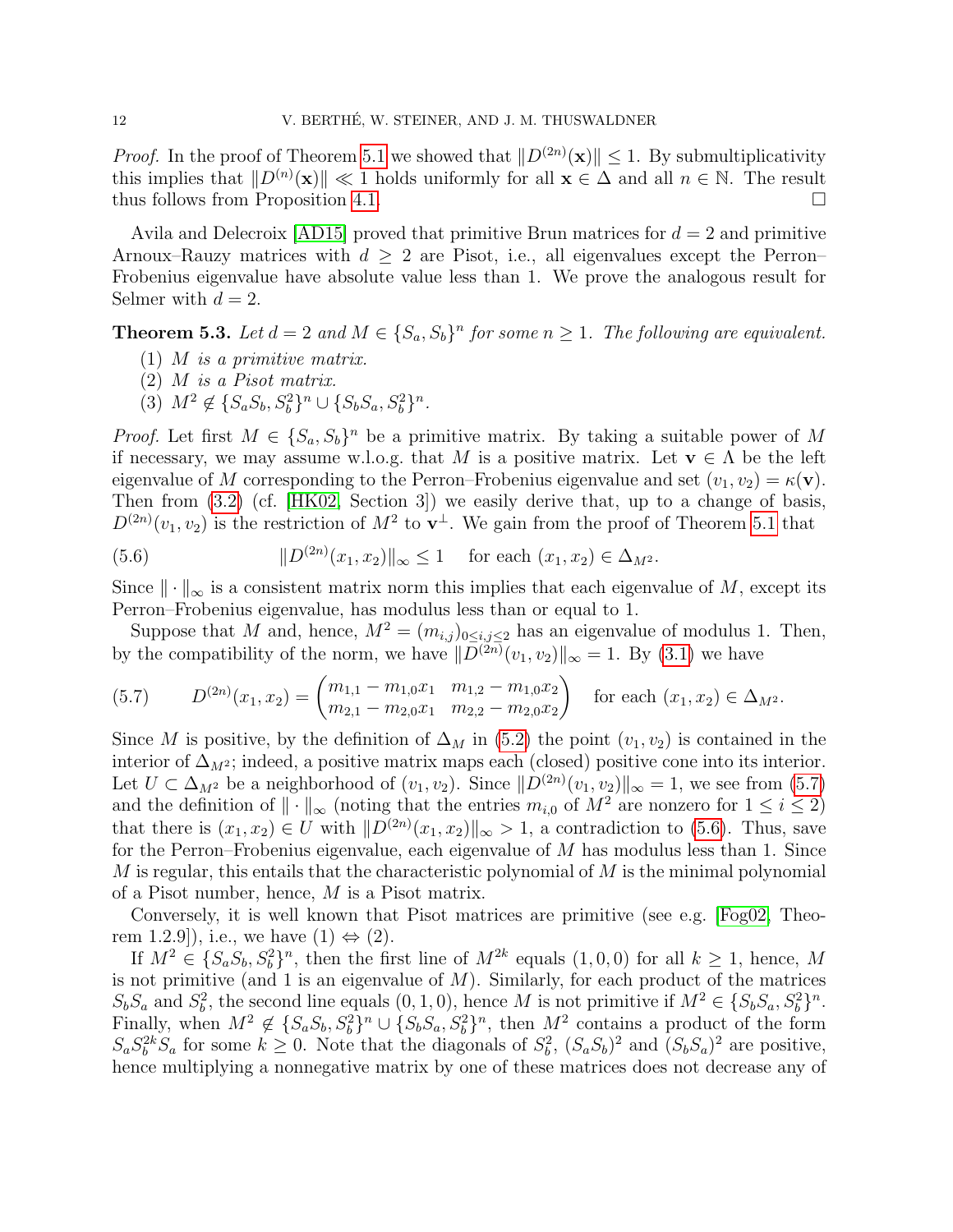*Proof.* In the proof of Theorem 5.1 we showed that $\|D^{(2n)}(\mathbf{x})\| \le 1$. By submultiplicativity this implies that $\|D^{(n)}(\mathbf{x})\| \ll 1$ holds uniformly for all $\mathbf{x} \in \Delta$ and all $n \in \mathbb{N}$. The result thus follows from Proposition 4.1. $\square$

Avila and Delecroix [AD15] proved that primitive Brun matrices for $d = 2$ and primitive Arnoux–Rauzy matrices with $d \ge 2$ are Pisot, i.e., all eigenvalues except the Perron–Frobenius eigenvalue have absolute value less than 1. We prove the analogous result for Selmer with $d = 2$.

**Theorem 5.3.** *Let $d = 2$ and $M \in \{S_a, S_b\}^n$ for some $n \ge 1$. The following are equivalent.*

1. *$M$ is a primitive matrix.*
2. *$M$ is a Pisot matrix.*
3. *$M^2 \notin \{S_aS_b, S_b^2\}^n \cup \{S_bS_a, S_b^2\}^n$.*

*Proof.* Let first $M \in \{S_a, S_b\}^n$ be a primitive matrix. By taking a suitable power of $M$ if necessary, we may assume w.l.o.g. that $M$ is a positive matrix. Let $\mathbf{v} \in \Lambda$ be the left eigenvalue of $M$ corresponding to the Perron–Frobenius eigenvalue and set $(v_1, v_2) = \kappa(\mathbf{v})$. Then from (3.2) (cf. [HK02, Section 3]) we easily derive that, up to a change of basis, $D^{(2n)}(v_1, v_2)$ is the restriction of $M^2$ to $\mathbf{v}^\perp$. We gain from the proof of Theorem 5.1 that

$$\|D^{(2n)}(x_1, x_2)\|_\infty \le 1 \quad \text{for each } (x_1, x_2) \in \Delta_{M^2}. \tag{5.6}$$

Since $\|\cdot\|_\infty$ is a consistent matrix norm this implies that each eigenvalue of $M$, except its Perron–Frobenius eigenvalue, has modulus less than or equal to 1.

Suppose that $M$ and, hence, $M^2 = (m_{i,j})_{0 \le i,j \le 2}$ has an eigenvalue of modulus 1. Then, by the compatibility of the norm, we have $\|D^{(2n)}(v_1, v_2)\|_\infty = 1$. By (3.1) we have

$$D^{(2n)}(x_1, x_2) = \begin{pmatrix} m_{1,1} - m_{1,0}x_1 & m_{1,2} - m_{1,0}x_2 \\ m_{2,1} - m_{2,0}x_1 & m_{2,2} - m_{2,0}x_2 \end{pmatrix} \quad \text{for each } (x_1, x_2) \in \Delta_{M^2}. \tag{5.7}$$

Since $M$ is positive, by the definition of $\Delta_M$ in (5.2) the point $(v_1, v_2)$ is contained in the interior of $\Delta_{M^2}$; indeed, a positive matrix maps each (closed) positive cone into its interior. Let $U \subset \Delta_{M^2}$ be a neighborhood of $(v_1, v_2)$. Since $\|D^{(2n)}(v_1, v_2)\|_\infty = 1$, we see from (5.7) and the definition of $\|\cdot\|_\infty$ (noting that the entries $m_{i,0}$ of $M^2$ are nonzero for $1 \le i \le 2$) that there is $(x_1, x_2) \in U$ with $\|D^{(2n)}(x_1, x_2)\|_\infty > 1$, a contradiction to (5.6). Thus, save for the Perron–Frobenius eigenvalue, each eigenvalue of $M$ has modulus less than 1. Since $M$ is regular, this entails that the characteristic polynomial of $M$ is the minimal polynomial of a Pisot number, hence, $M$ is a Pisot matrix.

Conversely, it is well known that Pisot matrices are primitive (see e.g. [Fog02, Theorem 1.2.9]), i.e., we have (1) $\Leftrightarrow$ (2).

If $M^2 \in \{S_aS_b, S_b^2\}^n$, then the first line of $M^{2k}$ equals $(1, 0, 0)$ for all $k \ge 1$, hence, $M$ is not primitive (and 1 is an eigenvalue of $M$). Similarly, for each product of the matrices $S_bS_a$ and $S_b^2$, the second line equals $(0, 1, 0)$, hence $M$ is not primitive if $M^2 \in \{S_bS_a, S_b^2\}^n$. Finally, when $M^2 \notin \{S_aS_b, S_b^2\}^n \cup \{S_bS_a, S_b^2\}^n$, then $M^2$ contains a product of the form $S_aS_b^{2k}S_a$ for some $k \ge 0$. Note that the diagonals of $S_b^2$, $(S_aS_b)^2$ and $(S_bS_a)^2$ are positive, hence multiplying a nonnegative matrix by one of these matrices does not decrease any of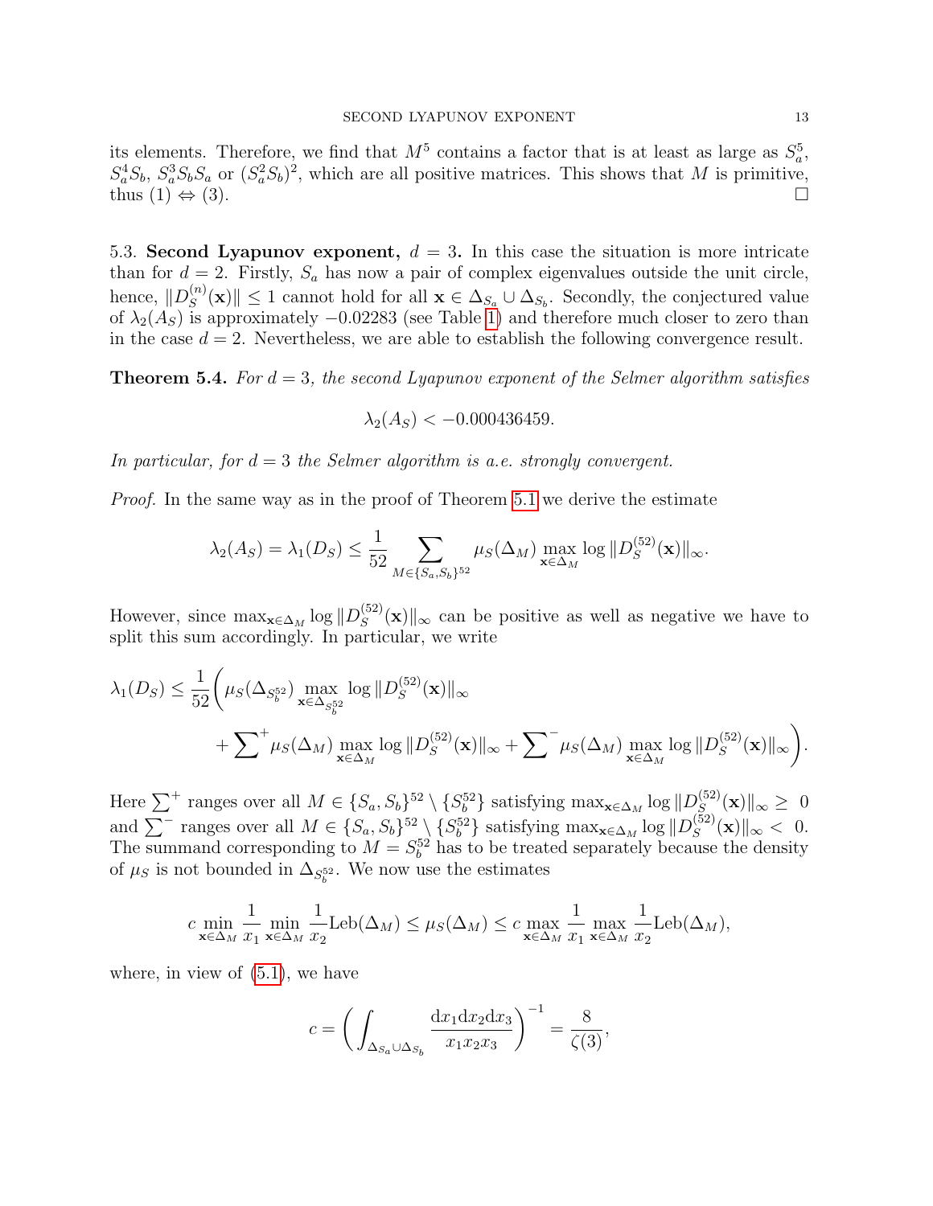its elements. Therefore, we find that $M^5$ contains a factor that is at least as large as $S_a^5$, $S_a^4 S_b$, $S_a^3 S_b S_a$ or $(S_a^2 S_b)^2$, which are all positive matrices. This shows that $M$ is primitive, thus (1) $\Leftrightarrow$ (3). □

5.3. **Second Lyapunov exponent,** $d = 3$**.** In this case the situation is more intricate than for $d = 2$. Firstly, $S_a$ has now a pair of complex eigenvalues outside the unit circle, hence, $\|D_S^{(n)}(\mathbf{x})\| \le 1$ cannot hold for all $\mathbf{x} \in \Delta_{S_a} \cup \Delta_{S_b}$. Secondly, the conjectured value of $\lambda_2(A_S)$ is approximately $-0.02283$ (see Table 1) and therefore much closer to zero than in the case $d = 2$. Nevertheless, we are able to establish the following convergence result.

**Theorem 5.4.** *For $d = 3$, the second Lyapunov exponent of the Selmer algorithm satisfies*

$$\lambda_2(A_S) < -0.000436459.$$

*In particular, for $d = 3$ the Selmer algorithm is a.e. strongly convergent.*

*Proof.* In the same way as in the proof of Theorem 5.1 we derive the estimate

$$\lambda_2(A_S) = \lambda_1(D_S) \le \frac{1}{52} \sum_{M \in \{S_a, S_b\}^{52}} \mu_S(\Delta_M) \max_{\mathbf{x} \in \Delta_M} \log \|D_S^{(52)}(\mathbf{x})\|_\infty.$$

However, since $\max_{\mathbf{x} \in \Delta_M} \log \|D_S^{(52)}(\mathbf{x})\|_\infty$ can be positive as well as negative we have to split this sum accordingly. In particular, we write

$$\lambda_1(D_S) \le \frac{1}{52} \bigg( \mu_S(\Delta_{S_b^{52}}) \max_{\mathbf{x} \in \Delta_{S_b^{52}}} \log \|D_S^{(52)}(\mathbf{x})\|_\infty \\ + {\sum}^{+} \mu_S(\Delta_M) \max_{\mathbf{x} \in \Delta_M} \log \|D_S^{(52)}(\mathbf{x})\|_\infty + {\sum}^{-} \mu_S(\Delta_M) \max_{\mathbf{x} \in \Delta_M} \log \|D_S^{(52)}(\mathbf{x})\|_\infty \bigg).$$

Here $\sum^{+}$ ranges over all $M \in \{S_a, S_b\}^{52} \setminus \{S_b^{52}\}$ satisfying $\max_{\mathbf{x} \in \Delta_M} \log \|D_S^{(52)}(\mathbf{x})\|_\infty \ge 0$ and $\sum^{-}$ ranges over all $M \in \{S_a, S_b\}^{52} \setminus \{S_b^{52}\}$ satisfying $\max_{\mathbf{x} \in \Delta_M} \log \|D_S^{(52)}(\mathbf{x})\|_\infty < 0$. The summand corresponding to $M = S_b^{52}$ has to be treated separately because the density of $\mu_S$ is not bounded in $\Delta_{S_b^{52}}$. We now use the estimates

$$c \min_{\mathbf{x} \in \Delta_M} \frac{1}{x_1} \min_{\mathbf{x} \in \Delta_M} \frac{1}{x_2} \mathrm{Leb}(\Delta_M) \le \mu_S(\Delta_M) \le c \max_{\mathbf{x} \in \Delta_M} \frac{1}{x_1} \max_{\mathbf{x} \in \Delta_M} \frac{1}{x_2} \mathrm{Leb}(\Delta_M),$$

where, in view of (5.1), we have

$$c = \left( \int_{\Delta_{S_a} \cup \Delta_{S_b}} \frac{\mathrm{d}x_1 \mathrm{d}x_2 \mathrm{d}x_3}{x_1 x_2 x_3} \right)^{-1} = \frac{8}{\zeta(3)},$$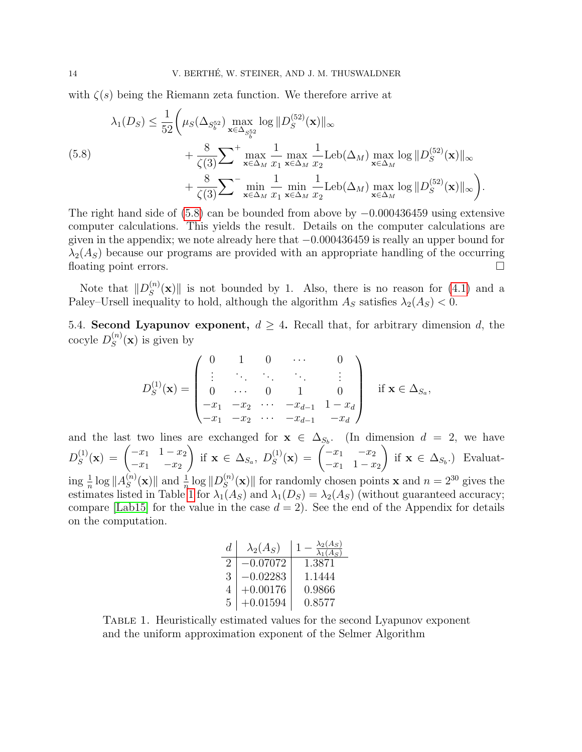with $\zeta(s)$ being the Riemann zeta function. We therefore arrive at

$$
\begin{aligned}
\lambda_1(D_S) \le \frac{1}{52}\Bigg( & \mu_S(\Delta_{S_b^{52}}) \max_{\mathbf{x}\in\Delta_{S_b^{52}}} \log \|D_S^{(52)}(\mathbf{x})\|_\infty \\
& + \frac{8}{\zeta(3)} {\sum}^{+} \max_{\mathbf{x}\in\Delta_M} \frac{1}{x_1} \max_{\mathbf{x}\in\Delta_M} \frac{1}{x_2} \mathrm{Leb}(\Delta_M) \max_{\mathbf{x}\in\Delta_M} \log \|D_S^{(52)}(\mathbf{x})\|_\infty \\
& + \frac{8}{\zeta(3)} {\sum}^{-} \min_{\mathbf{x}\in\Delta_M} \frac{1}{x_1} \min_{\mathbf{x}\in\Delta_M} \frac{1}{x_2} \mathrm{Leb}(\Delta_M) \max_{\mathbf{x}\in\Delta_M} \log \|D_S^{(52)}(\mathbf{x})\|_\infty \Bigg).
\end{aligned}
\tag{5.8}
$$

The right hand side of (5.8) can be bounded from above by $-0.000436459$ using extensive computer calculations. This yields the result. Details on the computer calculations are given in the appendix; we note already here that $-0.000436459$ is really an upper bound for $\lambda_2(A_S)$ because our programs are provided with an appropriate handling of the occurring floating point errors. □

Note that $\|D_S^{(n)}(\mathbf{x})\|$ is not bounded by 1. Also, there is no reason for (4.1) and a Paley–Ursell inequality to hold, although the algorithm $A_S$ satisfies $\lambda_2(A_S) < 0$.

5.4. **Second Lyapunov exponent,** $d \ge 4$**.** Recall that, for arbitrary dimension $d$, the cocyle $D_S^{(n)}(\mathbf{x})$ is given by

$$
D_S^{(1)}(\mathbf{x}) = \begin{pmatrix} 0 & 1 & 0 & \cdots & 0 \\ \vdots & \ddots & \ddots & \ddots & \vdots \\ 0 & \cdots & 0 & 1 & 0 \\ -x_1 & -x_2 & \cdots & -x_{d-1} & 1-x_d \\ -x_1 & -x_2 & \cdots & -x_{d-1} & -x_d \end{pmatrix} \quad \text{if } \mathbf{x} \in \Delta_{S_a},
$$

and the last two lines are exchanged for $\mathbf{x} \in \Delta_{S_b}$. (In dimension $d = 2$, we have $D_S^{(1)}(\mathbf{x}) = \begin{pmatrix} -x_1 & 1-x_2 \\ -x_1 & -x_2 \end{pmatrix}$ if $\mathbf{x} \in \Delta_{S_a}$, $D_S^{(1)}(\mathbf{x}) = \begin{pmatrix} -x_1 & -x_2 \\ -x_1 & 1-x_2 \end{pmatrix}$ if $\mathbf{x} \in \Delta_{S_b}$.) Evaluating $\frac{1}{n}\log\|A_S^{(n)}(\mathbf{x})\|$ and $\frac{1}{n}\log\|D_S^{(n)}(\mathbf{x})\|$ for randomly chosen points $\mathbf{x}$ and $n = 2^{30}$ gives the estimates listed in Table 1 for $\lambda_1(A_S)$ and $\lambda_1(D_S) = \lambda_2(A_S)$ (without guaranteed accuracy; compare [Lab15] for the value in the case $d = 2$). See the end of the Appendix for details on the computation.

| $d$ | $\lambda_2(A_S)$ | $1 - \frac{\lambda_2(A_S)}{\lambda_1(A_S)}$ |
|---|---|---|
| 2 | $-0.07072$ | 1.3871 |
| 3 | $-0.02283$ | 1.1444 |
| 4 | $+0.00176$ | 0.9866 |
| 5 | $+0.01594$ | 0.8577 |

TABLE 1. Heuristically estimated values for the second Lyapunov exponent and the uniform approximation exponent of the Selmer Algorithm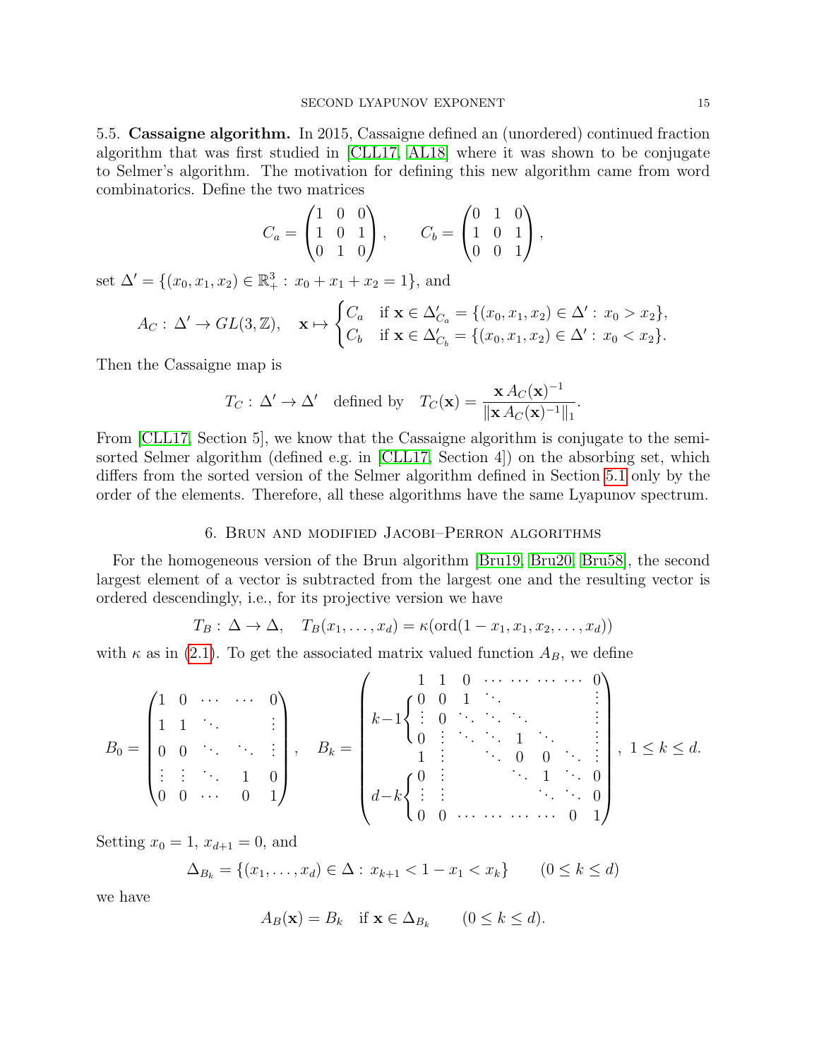### 5.5. Cassaigne algorithm.

In 2015, Cassaigne defined an (unordered) continued fraction algorithm that was first studied in [CLL17, AL18] where it was shown to be conjugate to Selmer's algorithm. The motivation for defining this new algorithm came from word combinatorics. Define the two matrices

$$C_a = \begin{pmatrix} 1 & 0 & 0 \\ 1 & 0 & 1 \\ 0 & 1 & 0 \end{pmatrix}, \qquad C_b = \begin{pmatrix} 0 & 1 & 0 \\ 1 & 0 & 1 \\ 0 & 0 & 1 \end{pmatrix},$$

set $\Delta' = \{(x_0, x_1, x_2) \in \mathbb{R}_+^3 : x_0 + x_1 + x_2 = 1\}$, and

$$A_C : \Delta' \to GL(3, \mathbb{Z}), \quad \mathbf{x} \mapsto \begin{cases} C_a & \text{if } \mathbf{x} \in \Delta'_{C_a} = \{(x_0, x_1, x_2) \in \Delta' : x_0 > x_2\}, \\ C_b & \text{if } \mathbf{x} \in \Delta'_{C_b} = \{(x_0, x_1, x_2) \in \Delta' : x_0 < x_2\}. \end{cases}$$

Then the Cassaigne map is

$$T_C : \Delta' \to \Delta' \quad \text{defined by} \quad T_C(\mathbf{x}) = \frac{\mathbf{x}\, A_C(\mathbf{x})^{-1}}{\|\mathbf{x}\, A_C(\mathbf{x})^{-1}\|_1}.$$

From [CLL17, Section 5], we know that the Cassaigne algorithm is conjugate to the semi-sorted Selmer algorithm (defined e.g. in [CLL17, Section 4]) on the absorbing set, which differs from the sorted version of the Selmer algorithm defined in Section 5.1 only by the order of the elements. Therefore, all these algorithms have the same Lyapunov spectrum.

## 6. Brun and modified Jacobi–Perron algorithms

For the homogeneous version of the Brun algorithm [Bru19, Bru20, Bru58], the second largest element of a vector is subtracted from the largest one and the resulting vector is ordered descendingly, i.e., for its projective version we have

$$T_B : \Delta \to \Delta, \quad T_B(x_1, \ldots, x_d) = \kappa(\mathrm{ord}(1 - x_1, x_1, x_2, \ldots, x_d))$$

with $\kappa$ as in (2.1). To get the associated matrix valued function $A_B$, we define

$$B_0 = \begin{pmatrix} 1 & 0 & \cdots & \cdots & 0 \\ 1 & 1 & \ddots & & \vdots \\ 0 & 0 & \ddots & \ddots & \vdots \\ \vdots & \vdots & \ddots & 1 & 0 \\ 0 & 0 & \cdots & 0 & 1 \end{pmatrix}, \quad B_k = \begin{pmatrix} 1 & 1 & 0 & \cdots & \cdots & \cdots & \cdots & 0 \\ 0 & 0 & 1 & \ddots & & & & \vdots \\ \vdots & 0 & \ddots & \ddots & \ddots & & & \vdots \\ 0 & \vdots & \ddots & \ddots & 1 & \ddots & & \vdots \\ 1 & \vdots & & \ddots & 0 & 0 & \ddots & \vdots \\ 0 & \vdots & & & \ddots & 1 & \ddots & 0 \\ \vdots & \vdots & & & & \ddots & \ddots & 0 \\ 0 & 0 & \cdots & \cdots & \cdots & \cdots & 0 & 1 \end{pmatrix}, \ 1 \le k \le d.$$

(In $B_k$, rows $2$ to $k$ (a block of $k-1$ rows) have first entry $0$, row $k+1$ has first entry $1$, and the last $d-k$ rows have first entry $0$.)

Setting $x_0 = 1$, $x_{d+1} = 0$, and

$$\Delta_{B_k} = \{(x_1, \ldots, x_d) \in \Delta : x_{k+1} < 1 - x_1 < x_k\} \qquad (0 \le k \le d)$$

we have

$$A_B(\mathbf{x}) = B_k \quad \text{if } \mathbf{x} \in \Delta_{B_k} \qquad (0 \le k \le d).$$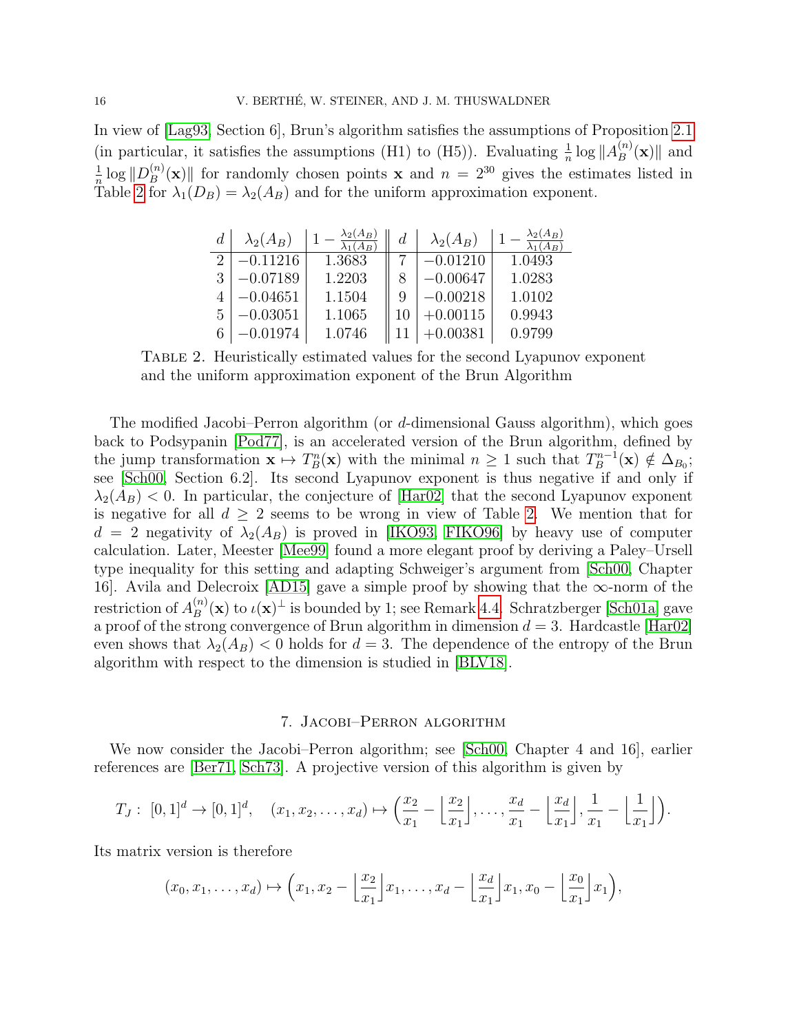In view of [Lag93, Section 6], Brun's algorithm satisfies the assumptions of Proposition 2.1 (in particular, it satisfies the assumptions (H1) to (H5)). Evaluating $\frac{1}{n}\log\|A_B^{(n)}(\mathbf{x})\|$ and $\frac{1}{n}\log\|D_B^{(n)}(\mathbf{x})\|$ for randomly chosen points $\mathbf{x}$ and $n = 2^{30}$ gives the estimates listed in Table 2 for $\lambda_1(D_B) = \lambda_2(A_B)$ and for the uniform approximation exponent.

| $d$ | $\lambda_2(A_B)$ | $1 - \frac{\lambda_2(A_B)}{\lambda_1(A_B)}$ | $d$ | $\lambda_2(A_B)$ | $1 - \frac{\lambda_2(A_B)}{\lambda_1(A_B)}$ |
|---|---|---|---|---|---|
| 2 | $-0.11216$ | 1.3683 | 7 | $-0.01210$ | 1.0493 |
| 3 | $-0.07189$ | 1.2203 | 8 | $-0.00647$ | 1.0283 |
| 4 | $-0.04651$ | 1.1504 | 9 | $-0.00218$ | 1.0102 |
| 5 | $-0.03051$ | 1.1065 | 10 | $+0.00115$ | 0.9943 |
| 6 | $-0.01974$ | 1.0746 | 11 | $+0.00381$ | 0.9799 |

Table 2. Heuristically estimated values for the second Lyapunov exponent and the uniform approximation exponent of the Brun Algorithm

The modified Jacobi–Perron algorithm (or $d$-dimensional Gauss algorithm), which goes back to Podsypanin [Pod77], is an accelerated version of the Brun algorithm, defined by the jump transformation $\mathbf{x} \mapsto T_B^n(\mathbf{x})$ with the minimal $n \geq 1$ such that $T_B^{n-1}(\mathbf{x}) \notin \Delta_{B_0}$; see [Sch00, Section 6.2]. Its second Lyapunov exponent is thus negative if and only if $\lambda_2(A_B) < 0$. In particular, the conjecture of [Har02] that the second Lyapunov exponent is negative for all $d \geq 2$ seems to be wrong in view of Table 2. We mention that for $d = 2$ negativity of $\lambda_2(A_B)$ is proved in [IKO93, FIKO96] by heavy use of computer calculation. Later, Meester [Mee99] found a more elegant proof by deriving a Paley–Ursell type inequality for this setting and adapting Schweiger's argument from [Sch00, Chapter 16]. Avila and Delecroix [AD15] gave a simple proof by showing that the $\infty$-norm of the restriction of $A_B^{(n)}(\mathbf{x})$ to $\iota(\mathbf{x})^\perp$ is bounded by 1; see Remark 4.4. Schratzberger [Sch01a] gave a proof of the strong convergence of Brun algorithm in dimension $d = 3$. Hardcastle [Har02] even shows that $\lambda_2(A_B) < 0$ holds for $d = 3$. The dependence of the entropy of the Brun algorithm with respect to the dimension is studied in [BLV18].

## 7. Jacobi–Perron algorithm

We now consider the Jacobi–Perron algorithm; see [Sch00, Chapter 4 and 16], earlier references are [Ber71, Sch73]. A projective version of this algorithm is given by

$$T_J : [0,1]^d \to [0,1]^d, \quad (x_1, x_2, \ldots, x_d) \mapsto \Big(\frac{x_2}{x_1} - \Big\lfloor \frac{x_2}{x_1} \Big\rfloor, \ldots, \frac{x_d}{x_1} - \Big\lfloor \frac{x_d}{x_1} \Big\rfloor, \frac{1}{x_1} - \Big\lfloor \frac{1}{x_1} \Big\rfloor\Big).$$

Its matrix version is therefore

$$(x_0, x_1, \ldots, x_d) \mapsto \Big(x_1, x_2 - \Big\lfloor \frac{x_2}{x_1} \Big\rfloor x_1, \ldots, x_d - \Big\lfloor \frac{x_d}{x_1} \Big\rfloor x_1, x_0 - \Big\lfloor \frac{x_0}{x_1} \Big\rfloor x_1\Big),$$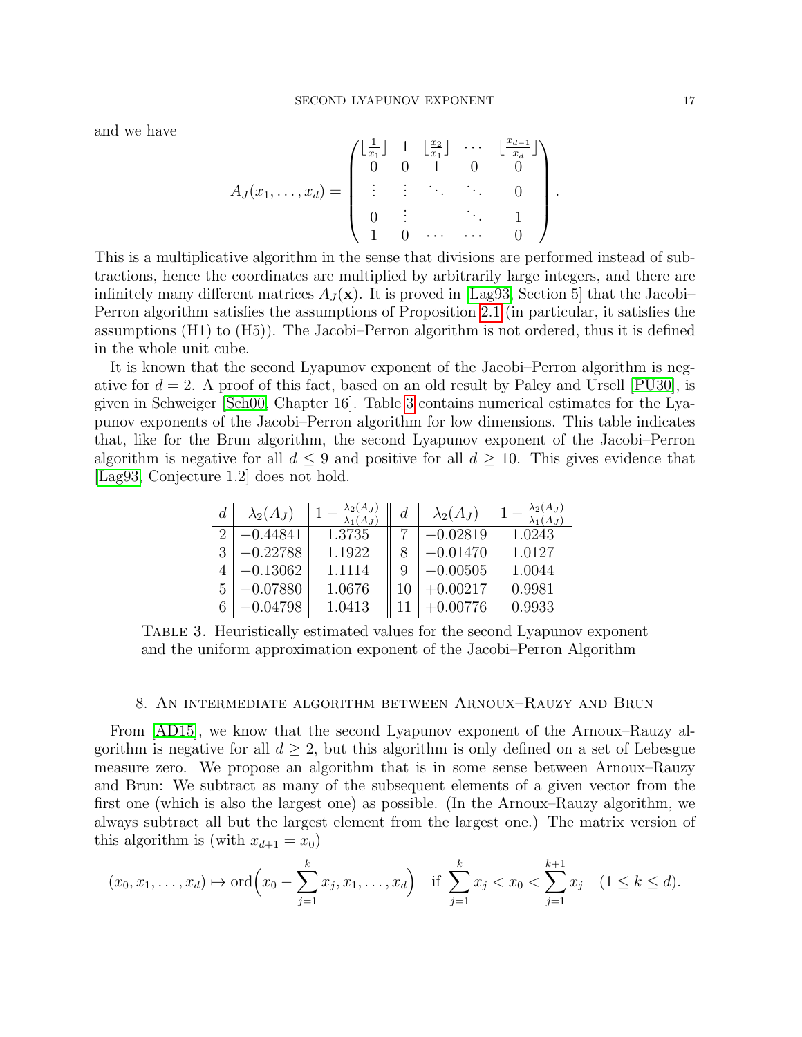and we have

$$A_J(x_1,\ldots,x_d) = \begin{pmatrix} \lfloor \frac{1}{x_1} \rfloor & 1 & \lfloor \frac{x_2}{x_1} \rfloor & \cdots & \lfloor \frac{x_{d-1}}{x_d} \rfloor \\ 0 & 0 & 1 & 0 & 0 \\ \vdots & \vdots & \ddots & \ddots & 0 \\ 0 & \vdots & & \ddots & 1 \\ 1 & 0 & \cdots & \cdots & 0 \end{pmatrix}.$$

This is a multiplicative algorithm in the sense that divisions are performed instead of subtractions, hence the coordinates are multiplied by arbitrarily large integers, and there are infinitely many different matrices $A_J(\mathbf{x})$. It is proved in [Lag93, Section 5] that the Jacobi–Perron algorithm satisfies the assumptions of Proposition 2.1 (in particular, it satisfies the assumptions (H1) to (H5)). The Jacobi–Perron algorithm is not ordered, thus it is defined in the whole unit cube.

It is known that the second Lyapunov exponent of the Jacobi–Perron algorithm is negative for $d = 2$. A proof of this fact, based on an old result by Paley and Ursell [PU30], is given in Schweiger [Sch00, Chapter 16]. Table 3 contains numerical estimates for the Lyapunov exponents of the Jacobi–Perron algorithm for low dimensions. This table indicates that, like for the Brun algorithm, the second Lyapunov exponent of the Jacobi–Perron algorithm is negative for all $d \le 9$ and positive for all $d \ge 10$. This gives evidence that [Lag93, Conjecture 1.2] does not hold.

| $d$ | $\lambda_2(A_J)$ | $1 - \frac{\lambda_2(A_J)}{\lambda_1(A_J)}$ | $d$ | $\lambda_2(A_J)$ | $1 - \frac{\lambda_2(A_J)}{\lambda_1(A_J)}$ |
|---|---|---|---|---|---|
| 2 | $-0.44841$ | 1.3735 | 7 | $-0.02819$ | 1.0243 |
| 3 | $-0.22788$ | 1.1922 | 8 | $-0.01470$ | 1.0127 |
| 4 | $-0.13062$ | 1.1114 | 9 | $-0.00505$ | 1.0044 |
| 5 | $-0.07880$ | 1.0676 | 10 | $+0.00217$ | 0.9981 |
| 6 | $-0.04798$ | 1.0413 | 11 | $+0.00776$ | 0.9933 |

Table 3. Heuristically estimated values for the second Lyapunov exponent and the uniform approximation exponent of the Jacobi–Perron Algorithm

## 8. An intermediate algorithm between Arnoux–Rauzy and Brun

From [AD15], we know that the second Lyapunov exponent of the Arnoux–Rauzy algorithm is negative for all $d \ge 2$, but this algorithm is only defined on a set of Lebesgue measure zero. We propose an algorithm that is in some sense between Arnoux–Rauzy and Brun: We subtract as many of the subsequent elements of a given vector from the first one (which is also the largest one) as possible. (In the Arnoux–Rauzy algorithm, we always subtract all but the largest element from the largest one.) The matrix version of this algorithm is (with $x_{d+1} = x_0$)

$$(x_0, x_1, \ldots, x_d) \mapsto \mathrm{ord}\Big(x_0 - \sum_{j=1}^{k} x_j, x_1, \ldots, x_d\Big) \quad \text{if } \sum_{j=1}^{k} x_j < x_0 < \sum_{j=1}^{k+1} x_j \quad (1 \le k \le d).$$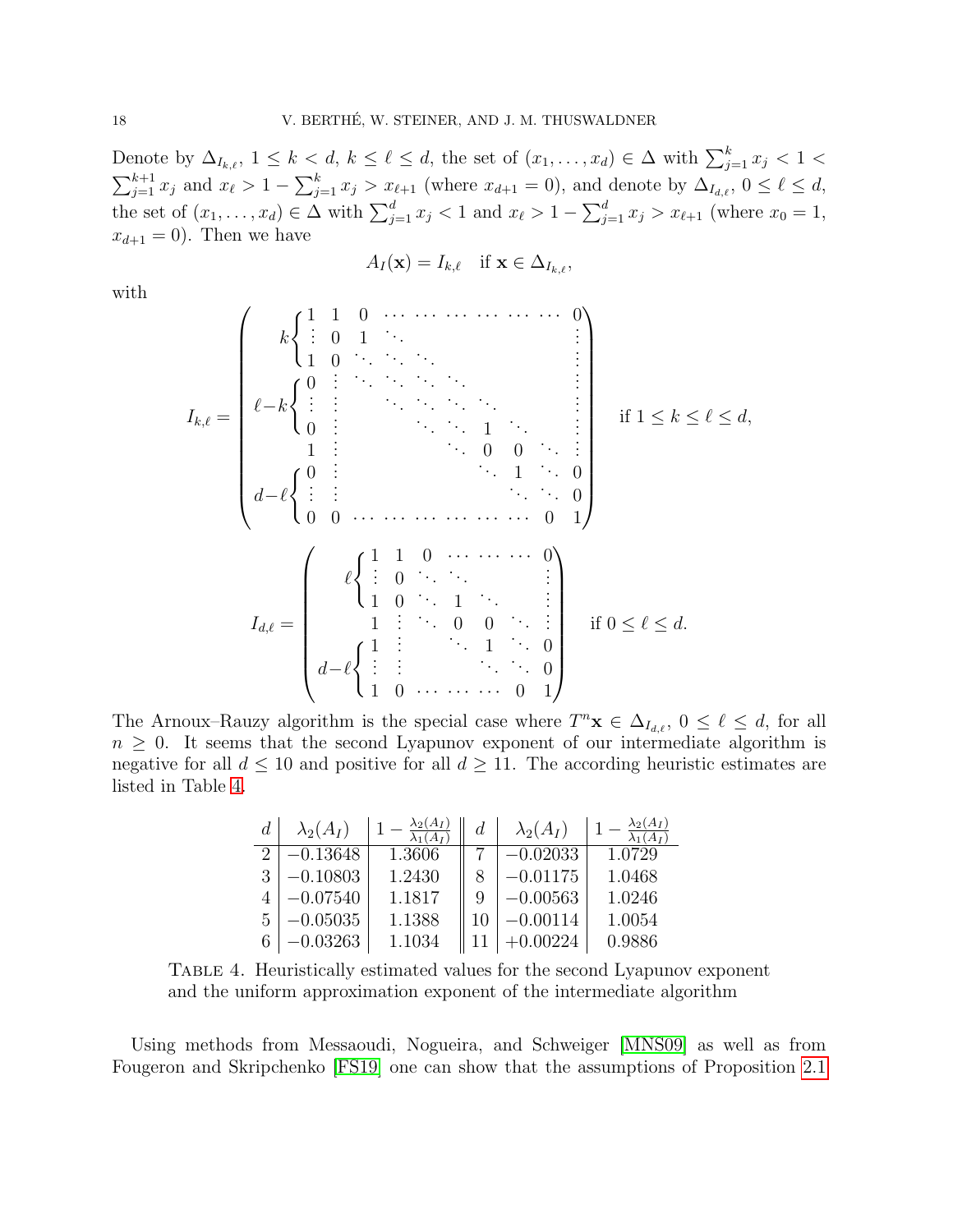Denote by $\Delta_{I_{k,\ell}}$, $1 \le k < d$, $k \le \ell \le d$, the set of $(x_1, \ldots, x_d) \in \Delta$ with $\sum_{j=1}^{k} x_j < 1 < \sum_{j=1}^{k+1} x_j$ and $x_\ell > 1 - \sum_{j=1}^{k} x_j > x_{\ell+1}$ (where $x_{d+1} = 0$), and denote by $\Delta_{I_{d,\ell}}$, $0 \le \ell \le d$, the set of $(x_1, \ldots, x_d) \in \Delta$ with $\sum_{j=1}^{d} x_j < 1$ and $x_\ell > 1 - \sum_{j=1}^{d} x_j > x_{\ell+1}$ (where $x_0 = 1$, $x_{d+1} = 0$). Then we have

$$A_I(\mathbf{x}) = I_{k,\ell} \quad \text{if } \mathbf{x} \in \Delta_{I_{k,\ell}},$$

with

$$I_{k,\ell} = \begin{pmatrix}
\begin{matrix} k\left\{\begin{matrix} 1 \\ \vdots \\ 1 \end{matrix}\right. \end{matrix} & \begin{matrix} 1 \\ 0 \\ 0 \end{matrix} & \begin{matrix} 0 & \cdots & \cdots & \cdots & \cdots & \cdots & \cdots & 0 \\ 1 & \ddots & & & & & & \vdots \\ \ddots & \ddots & \ddots & & & & & \vdots \end{matrix} \\
\begin{matrix} \ell-k\left\{\begin{matrix} 0 \\ \vdots \\ 0 \end{matrix}\right. \end{matrix} & \begin{matrix} \vdots \\ \vdots \\ \vdots \end{matrix} & \begin{matrix} \ddots & \ddots & \ddots & \ddots & & & & \vdots \\ & \ddots & \ddots & \ddots & \ddots & & & \vdots \\ & & \ddots & \ddots & 1 & \ddots & & \vdots \end{matrix} \\
1 & \vdots & \begin{matrix} & & & \ddots & 0 & 0 & \ddots & \vdots \end{matrix} \\
\begin{matrix} d-\ell\left\{\begin{matrix} 0 \\ \vdots \\ 0 \end{matrix}\right. \end{matrix} & \begin{matrix} \vdots \\ \vdots \\ 0 \end{matrix} & \begin{matrix} & & & & \ddots & 1 & \ddots & 0 \\ & & & & & \ddots & \ddots & 0 \\ \cdots & \cdots & \cdots & \cdots & \cdots & \cdots & 0 & 1 \end{matrix}
\end{pmatrix} \quad \text{if } 1 \le k \le \ell \le d,$$

$$I_{d,\ell} = \begin{pmatrix}
\begin{matrix} \ell\left\{\begin{matrix} 1 \\ \vdots \\ 1 \end{matrix}\right. \end{matrix} & \begin{matrix} 1 \\ 0 \\ 0 \end{matrix} & \begin{matrix} 0 & \cdots & \cdots & \cdots & 0 \\ \ddots & \ddots & & & \vdots \\ \ddots & 1 & \ddots & & \vdots \end{matrix} \\
1 & \vdots & \begin{matrix} \ddots & 0 & 0 & \ddots & \vdots \end{matrix} \\
\begin{matrix} d-\ell\left\{\begin{matrix} 1 \\ \vdots \\ 1 \end{matrix}\right. \end{matrix} & \begin{matrix} \vdots \\ \vdots \\ 0 \end{matrix} & \begin{matrix} & \ddots & 1 & \ddots & 0 \\ & & \ddots & \ddots & 0 \\ \cdots & \cdots & \cdots & 0 & 1 \end{matrix}
\end{pmatrix} \quad \text{if } 0 \le \ell \le d.$$

The Arnoux–Rauzy algorithm is the special case where $T^n\mathbf{x} \in \Delta_{I_{d,\ell}}$, $0 \le \ell \le d$, for all $n \ge 0$. It seems that the second Lyapunov exponent of our intermediate algorithm is negative for all $d \le 10$ and positive for all $d \ge 11$. The according heuristic estimates are listed in Table 4.

| $d$ | $\lambda_2(A_I)$ | $1 - \frac{\lambda_2(A_I)}{\lambda_1(A_I)}$ | $d$ | $\lambda_2(A_I)$ | $1 - \frac{\lambda_2(A_I)}{\lambda_1(A_I)}$ |
|---|---|---|---|---|---|
| 2 | $-0.13648$ | 1.3606 | 7 | $-0.02033$ | 1.0729 |
| 3 | $-0.10803$ | 1.2430 | 8 | $-0.01175$ | 1.0468 |
| 4 | $-0.07540$ | 1.1817 | 9 | $-0.00563$ | 1.0246 |
| 5 | $-0.05035$ | 1.1388 | 10 | $-0.00114$ | 1.0054 |
| 6 | $-0.03263$ | 1.1034 | 11 | $+0.00224$ | 0.9886 |

Table 4. Heuristically estimated values for the second Lyapunov exponent and the uniform approximation exponent of the intermediate algorithm

Using methods from Messaoudi, Nogueira, and Schweiger [MNS09] as well as from Fougeron and Skripchenko [FS19] one can show that the assumptions of Proposition 2.1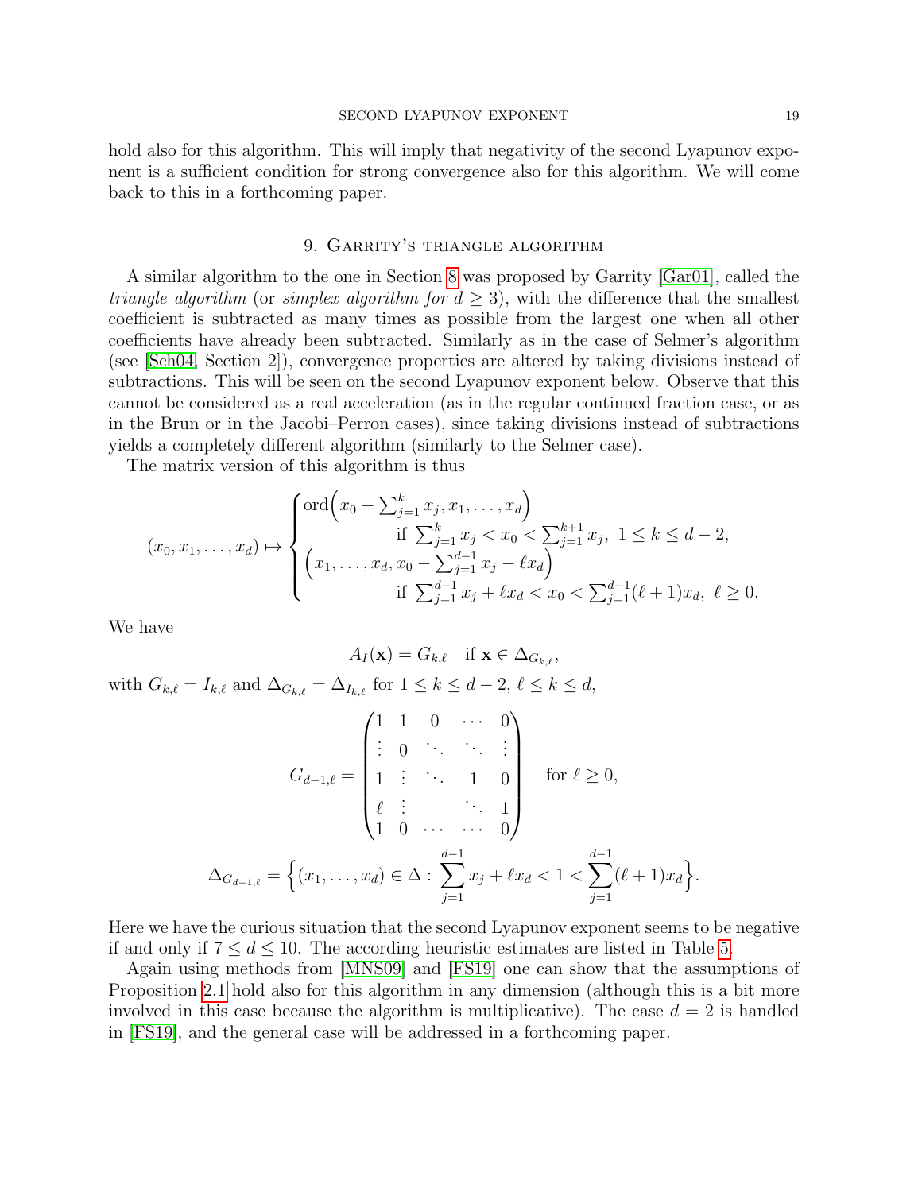hold also for this algorithm. This will imply that negativity of the second Lyapunov exponent is a sufficient condition for strong convergence also for this algorithm. We will come back to this in a forthcoming paper.

## 9. Garrity's triangle algorithm

A similar algorithm to the one in Section 8 was proposed by Garrity [Gar01], called the *triangle algorithm* (or *simplex algorithm for* $d \ge 3$), with the difference that the smallest coefficient is subtracted as many times as possible from the largest one when all other coefficients have already been subtracted. Similarly as in the case of Selmer's algorithm (see [Sch04, Section 2]), convergence properties are altered by taking divisions instead of subtractions. This will be seen on the second Lyapunov exponent below. Observe that this cannot be considered as a real acceleration (as in the regular continued fraction case, or as in the Brun or in the Jacobi–Perron cases), since taking divisions instead of subtractions yields a completely different algorithm (similarly to the Selmer case).

The matrix version of this algorithm is thus

$$
(x_0, x_1, \ldots, x_d) \mapsto \begin{cases} \mathrm{ord}\Big(x_0 - \sum_{j=1}^{k} x_j, x_1, \ldots, x_d\Big) \\ \qquad\qquad\qquad \text{if } \sum_{j=1}^{k} x_j < x_0 < \sum_{j=1}^{k+1} x_j,\ 1 \le k \le d-2, \\ \Big(x_1, \ldots, x_d, x_0 - \sum_{j=1}^{d-1} x_j - \ell x_d\Big) \\ \qquad\qquad\qquad \text{if } \sum_{j=1}^{d-1} x_j + \ell x_d < x_0 < \sum_{j=1}^{d-1} (\ell+1) x_d,\ \ell \ge 0. \end{cases}
$$

We have

$$
A_I(\mathbf{x}) = G_{k,\ell} \quad \text{if } \mathbf{x} \in \Delta_{G_{k,\ell}},
$$

with $G_{k,\ell} = I_{k,\ell}$ and $\Delta_{G_{k,\ell}} = \Delta_{I_{k,\ell}}$ for $1 \le k \le d-2$, $\ell \le k \le d$,

$$
G_{d-1,\ell} = \begin{pmatrix} 1 & 1 & 0 & \cdots & 0 \\ \vdots & 0 & \ddots & \ddots & \vdots \\ 1 & \vdots & \ddots & 1 & 0 \\ \ell & \vdots & & \ddots & 1 \\ 1 & 0 & \cdots & \cdots & 0 \end{pmatrix} \quad \text{for } \ell \ge 0,
$$

$$
\Delta_{G_{d-1,\ell}} = \Big\{ (x_1, \ldots, x_d) \in \Delta : \sum_{j=1}^{d-1} x_j + \ell x_d < 1 < \sum_{j=1}^{d-1} (\ell+1) x_d \Big\}.
$$

Here we have the curious situation that the second Lyapunov exponent seems to be negative if and only if $7 \le d \le 10$. The according heuristic estimates are listed in Table 5.

Again using methods from [MNS09] and [FS19] one can show that the assumptions of Proposition 2.1 hold also for this algorithm in any dimension (although this is a bit more involved in this case because the algorithm is multiplicative). The case $d = 2$ is handled in [FS19], and the general case will be addressed in a forthcoming paper.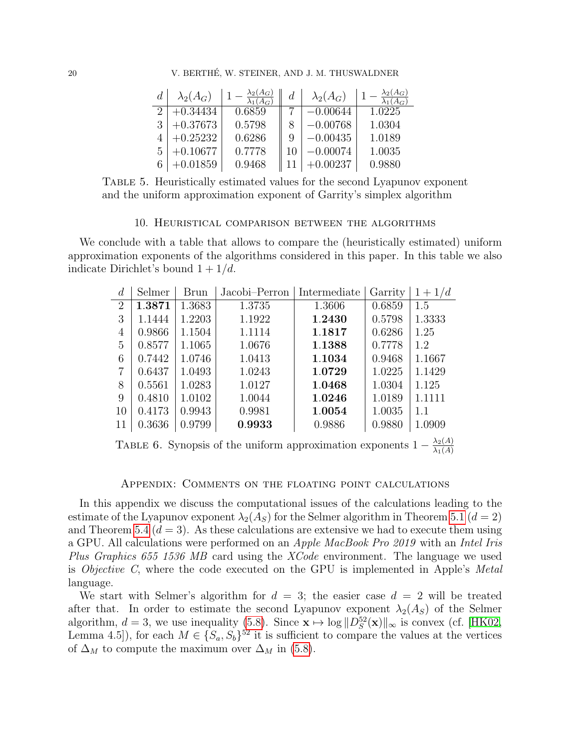| $d$ | $\lambda_2(A_G)$ | $1 - \frac{\lambda_2(A_G)}{\lambda_1(A_G)}$ | $d$ | $\lambda_2(A_G)$ | $1 - \frac{\lambda_2(A_G)}{\lambda_1(A_G)}$ |
|---|---|---|---|---|---|
| 2 | $+0.34434$ | 0.6859 | 7 | $-0.00644$ | 1.0225 |
| 3 | $+0.37673$ | 0.5798 | 8 | $-0.00768$ | 1.0304 |
| 4 | $+0.25232$ | 0.6286 | 9 | $-0.00435$ | 1.0189 |
| 5 | $+0.10677$ | 0.7778 | 10 | $-0.00074$ | 1.0035 |
| 6 | $+0.01859$ | 0.9468 | 11 | $+0.00237$ | 0.9880 |

Table 5. Heuristically estimated values for the second Lyapunov exponent and the uniform approximation exponent of Garrity's simplex algorithm

## 10. Heuristical comparison between the algorithms

We conclude with a table that allows to compare the (heuristically estimated) uniform approximation exponents of the algorithms considered in this paper. In this table we also indicate Dirichlet's bound $1 + 1/d$.

| $d$ | Selmer | Brun | Jacobi–Perron | Intermediate | Garrity | $1 + 1/d$ |
|---|---|---|---|---|---|---|
| 2 | **1.3871** | 1.3683 | 1.3735 | 1.3606 | 0.6859 | 1.5 |
| 3 | 1.1444 | 1.2203 | 1.1922 | **1.2430** | 0.5798 | 1.3333 |
| 4 | 0.9866 | 1.1504 | 1.1114 | **1.1817** | 0.6286 | 1.25 |
| 5 | 0.8577 | 1.1065 | 1.0676 | **1.1388** | 0.7778 | 1.2 |
| 6 | 0.7442 | 1.0746 | 1.0413 | **1.1034** | 0.9468 | 1.1667 |
| 7 | 0.6437 | 1.0493 | 1.0243 | **1.0729** | 1.0225 | 1.1429 |
| 8 | 0.5561 | 1.0283 | 1.0127 | **1.0468** | 1.0304 | 1.125 |
| 9 | 0.4810 | 1.0102 | 1.0044 | **1.0246** | 1.0189 | 1.1111 |
| 10 | 0.4173 | 0.9943 | 0.9981 | **1.0054** | 1.0035 | 1.1 |
| 11 | 0.3636 | 0.9799 | **0.9933** | 0.9886 | 0.9880 | 1.0909 |

Table 6. Synopsis of the uniform approximation exponents $1 - \frac{\lambda_2(A)}{\lambda_1(A)}$

## Appendix: Comments on the floating point calculations

In this appendix we discuss the computational issues of the calculations leading to the estimate of the Lyapunov exponent $\lambda_2(A_S)$ for the Selmer algorithm in Theorem 5.1 ($d = 2$) and Theorem 5.4 ($d = 3$). As these calculations are extensive we had to execute them using a GPU. All calculations were performed on an *Apple MacBook Pro 2019* with an *Intel Iris Plus Graphics 655 1536 MB* card using the *XCode* environment. The language we used is *Objective C*, where the code executed on the GPU is implemented in Apple's *Metal* language.

We start with Selmer's algorithm for $d = 3$; the easier case $d = 2$ will be treated after that. In order to estimate the second Lyapunov exponent $\lambda_2(A_S)$ of the Selmer algorithm, $d = 3$, we use inequality (5.8). Since $\mathbf{x} \mapsto \log \|D_S^{52}(\mathbf{x})\|_\infty$ is convex (cf. [HK02, Lemma 4.5]), for each $M \in \{S_a, S_b\}^{52}$ it is sufficient to compare the values at the vertices of $\Delta_M$ to compute the maximum over $\Delta_M$ in (5.8).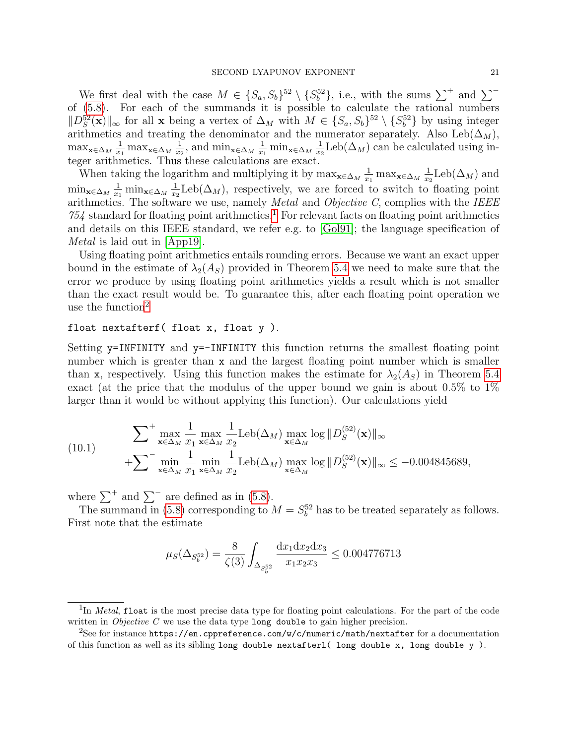We first deal with the case $M \in \{S_a, S_b\}^{52} \setminus \{S_b^{52}\}$, i.e., with the sums $\sum^+$ and $\sum^-$ of (5.8). For each of the summands it is possible to calculate the rational numbers $\|D_S^{52}(\mathbf{x})\|_\infty$ for all $\mathbf{x}$ being a vertex of $\Delta_M$ with $M \in \{S_a, S_b\}^{52} \setminus \{S_b^{52}\}$ by using integer arithmetics and treating the denominator and the numerator separately. Also $\mathrm{Leb}(\Delta_M)$, $\max_{\mathbf{x}\in\Delta_M} \frac{1}{x_1} \max_{\mathbf{x}\in\Delta_M} \frac{1}{x_2}$, and $\min_{\mathbf{x}\in\Delta_M} \frac{1}{x_1} \min_{\mathbf{x}\in\Delta_M} \frac{1}{x_2}\mathrm{Leb}(\Delta_M)$ can be calculated using integer arithmetics. Thus these calculations are exact.

When taking the logarithm and multiplying it by $\max_{\mathbf{x}\in\Delta_M} \frac{1}{x_1} \max_{\mathbf{x}\in\Delta_M} \frac{1}{x_2}\mathrm{Leb}(\Delta_M)$ and $\min_{\mathbf{x}\in\Delta_M} \frac{1}{x_1} \min_{\mathbf{x}\in\Delta_M} \frac{1}{x_2}\mathrm{Leb}(\Delta_M)$, respectively, we are forced to switch to floating point arithmetics. The software we use, namely *Metal* and *Objective C*, complies with the *IEEE 754* standard for floating point arithmetics.[1] For relevant facts on floating point arithmetics and details on this IEEE standard, we refer e.g. to [Gol91]; the language specification of *Metal* is laid out in [App19].

Using floating point arithmetics entails rounding errors. Because we want an exact upper bound in the estimate of $\lambda_2(A_S)$ provided in Theorem 5.4 we need to make sure that the error we produce by using floating point arithmetics yields a result which is not smaller than the exact result would be. To guarantee this, after each floating point operation we use the function[2]

```
float nextafterf( float x, float y ).
```

Setting `y=INFINITY` and `y=-INFINITY` this function returns the smallest floating point number which is greater than `x` and the largest floating point number which is smaller than `x`, respectively. Using this function makes the estimate for $\lambda_2(A_S)$ in Theorem 5.4 exact (at the price that the modulus of the upper bound we gain is about 0.5% to 1% larger than it would be without applying this function). Our calculations yield

$$
\begin{aligned}
&\sum\nolimits^{+} \max_{\mathbf{x}\in\Delta_M} \frac{1}{x_1} \max_{\mathbf{x}\in\Delta_M} \frac{1}{x_2} \mathrm{Leb}(\Delta_M) \max_{\mathbf{x}\in\Delta_M} \log \|D_S^{(52)}(\mathbf{x})\|_\infty \\
&+\sum\nolimits^{-} \min_{\mathbf{x}\in\Delta_M} \frac{1}{x_1} \min_{\mathbf{x}\in\Delta_M} \frac{1}{x_2} \mathrm{Leb}(\Delta_M) \max_{\mathbf{x}\in\Delta_M} \log \|D_S^{(52)}(\mathbf{x})\|_\infty \leq -0.004845689,
\end{aligned} \tag{10.1}
$$

where $\sum^+$ and $\sum^-$ are defined as in (5.8).

The summand in (5.8) corresponding to $M = S_b^{52}$ has to be treated separately as follows. First note that the estimate

$$
\mu_S(\Delta_{S_b^{52}}) = \frac{8}{\zeta(3)} \int_{\Delta_{S_b^{52}}} \frac{\mathrm{d}x_1 \mathrm{d}x_2 \mathrm{d}x_3}{x_1 x_2 x_3} \leq 0.004776713
$$

---

[1] In *Metal*, `float` is the most precise data type for floating point calculations. For the part of the code written in *Objective C* we use the data type `long double` to gain higher precision.

[2] See for instance `https://en.cppreference.com/w/c/numeric/math/nextafter` for a documentation of this function as well as its sibling `long double nextafterl( long double x, long double y )`.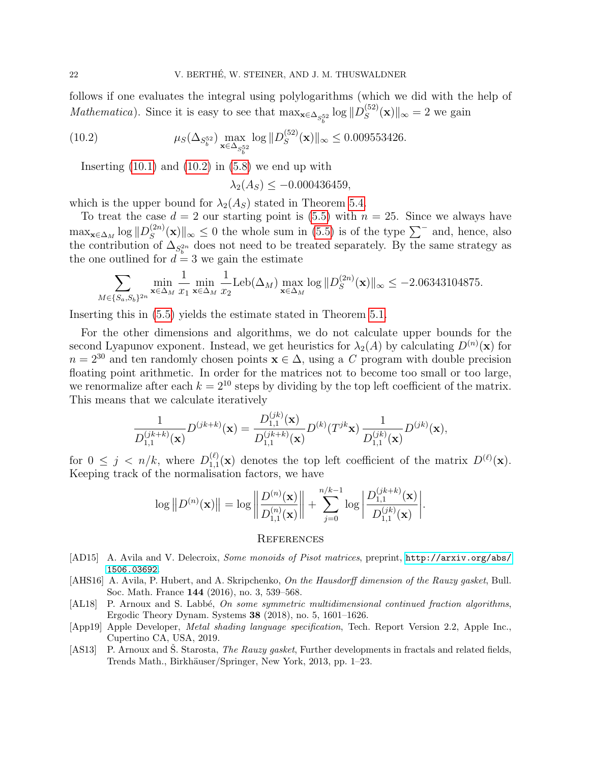follows if one evaluates the integral using polylogarithms (which we did with the help of *Mathematica*). Since it is easy to see that $\max_{\mathbf{x}\in\Delta_{S_b^{52}}} \log \|D_S^{(52)}(\mathbf{x})\|_\infty = 2$ we gain

$$\mu_S(\Delta_{S_b^{52}}) \max_{\mathbf{x}\in\Delta_{S_b^{52}}} \log \|D_S^{(52)}(\mathbf{x})\|_\infty \le 0.009553426. \tag{10.2}$$

Inserting (10.1) and (10.2) in (5.8) we end up with

$$\lambda_2(A_S) \le -0.000436459,$$

which is the upper bound for $\lambda_2(A_S)$ stated in Theorem 5.4.

To treat the case $d = 2$ our starting point is (5.5) with $n = 25$. Since we always have $\max_{\mathbf{x}\in\Delta_M} \log \|D_S^{(2n)}(\mathbf{x})\|_\infty \le 0$ the whole sum in (5.5) is of the type $\sum^-$ and, hence, also the contribution of $\Delta_{S_b^{2n}}$ does not need to be treated separately. By the same strategy as the one outlined for $d = 3$ we gain the estimate

$$\sum_{M\in\{S_a,S_b\}^{2n}} \min_{\mathbf{x}\in\Delta_M} \frac{1}{x_1} \min_{\mathbf{x}\in\Delta_M} \frac{1}{x_2} \mathrm{Leb}(\Delta_M) \max_{\mathbf{x}\in\Delta_M} \log \|D_S^{(2n)}(\mathbf{x})\|_\infty \le -2.06343104875.$$

Inserting this in (5.5) yields the estimate stated in Theorem 5.1.

For the other dimensions and algorithms, we do not calculate upper bounds for the second Lyapunov exponent. Instead, we get heuristics for $\lambda_2(A)$ by calculating $D^{(n)}(\mathbf{x})$ for $n = 2^{30}$ and ten randomly chosen points $\mathbf{x} \in \Delta$, using a $C$ program with double precision floating point arithmetic. In order for the matrices not to become too small or too large, we renormalize after each $k = 2^{10}$ steps by dividing by the top left coefficient of the matrix. This means that we calculate iteratively

$$\frac{1}{D_{1,1}^{(jk+k)}(\mathbf{x})} D^{(jk+k)}(\mathbf{x}) = \frac{D_{1,1}^{(jk)}(\mathbf{x})}{D_{1,1}^{(jk+k)}(\mathbf{x})} D^{(k)}(T^{jk}\mathbf{x}) \frac{1}{D_{1,1}^{(jk)}(\mathbf{x})} D^{(jk)}(\mathbf{x}),$$

for $0 \le j < n/k$, where $D_{1,1}^{(\ell)}(\mathbf{x})$ denotes the top left coefficient of the matrix $D^{(\ell)}(\mathbf{x})$. Keeping track of the normalisation factors, we have

$$\log \left\|D^{(n)}(\mathbf{x})\right\| = \log \left\| \frac{D^{(n)}(\mathbf{x})}{D_{1,1}^{(n)}(\mathbf{x})} \right\| + \sum_{j=0}^{n/k-1} \log \left| \frac{D_{1,1}^{(jk+k)}(\mathbf{x})}{D_{1,1}^{(jk)}(\mathbf{x})} \right|.$$

## References

- [AD15] A. Avila and V. Delecroix, *Some monoids of Pisot matrices*, preprint, http://arxiv.org/abs/1506.03692.
- [AHS16] A. Avila, P. Hubert, and A. Skripchenko, *On the Hausdorff dimension of the Rauzy gasket*, Bull. Soc. Math. France **144** (2016), no. 3, 539–568.
- [AL18] P. Arnoux and S. Labbé, *On some symmetric multidimensional continued fraction algorithms*, Ergodic Theory Dynam. Systems **38** (2018), no. 5, 1601–1626.
- [App19] Apple Developer, *Metal shading language specification*, Tech. Report Version 2.2, Apple Inc., Cupertino CA, USA, 2019.
- [AS13] P. Arnoux and Š. Starosta, *The Rauzy gasket*, Further developments in fractals and related fields, Trends Math., Birkhäuser/Springer, New York, 2013, pp. 1–23.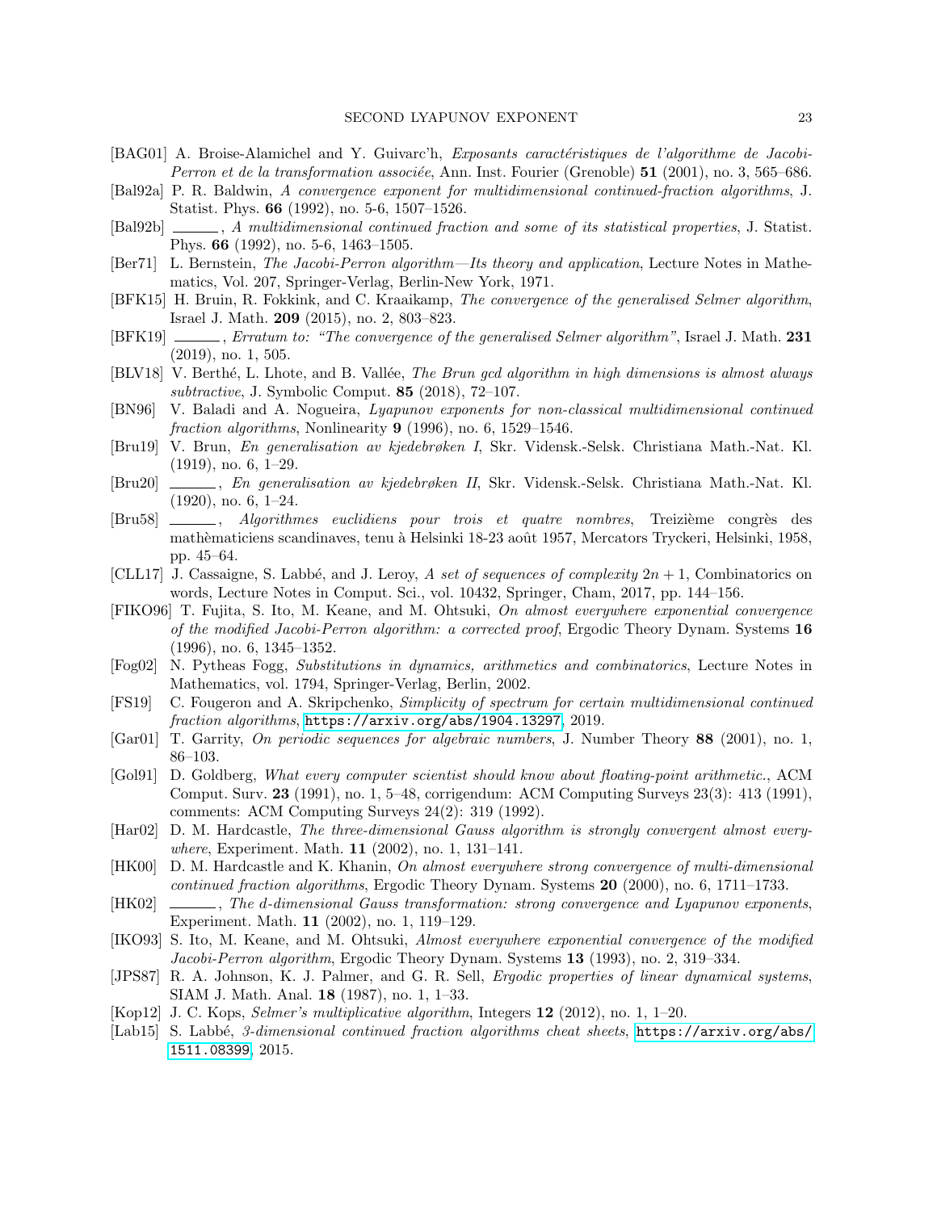[BAG01] A. Broise-Alamichel and Y. Guivarc'h, *Exposants caractéristiques de l'algorithme de Jacobi-Perron et de la transformation associée*, Ann. Inst. Fourier (Grenoble) **51** (2001), no. 3, 565–686.

[Bal92a] P. R. Baldwin, *A convergence exponent for multidimensional continued-fraction algorithms*, J. Statist. Phys. **66** (1992), no. 5-6, 1507–1526.

[Bal92b] ______, *A multidimensional continued fraction and some of its statistical properties*, J. Statist. Phys. **66** (1992), no. 5-6, 1463–1505.

[Ber71] L. Bernstein, *The Jacobi-Perron algorithm—Its theory and application*, Lecture Notes in Mathematics, Vol. 207, Springer-Verlag, Berlin-New York, 1971.

[BFK15] H. Bruin, R. Fokkink, and C. Kraaikamp, *The convergence of the generalised Selmer algorithm*, Israel J. Math. **209** (2015), no. 2, 803–823.

[BFK19] ______, *Erratum to: "The convergence of the generalised Selmer algorithm"*, Israel J. Math. **231** (2019), no. 1, 505.

[BLV18] V. Berthé, L. Lhote, and B. Vallée, *The Brun gcd algorithm in high dimensions is almost always subtractive*, J. Symbolic Comput. **85** (2018), 72–107.

[BN96] V. Baladi and A. Nogueira, *Lyapunov exponents for non-classical multidimensional continued fraction algorithms*, Nonlinearity **9** (1996), no. 6, 1529–1546.

[Bru19] V. Brun, *En generalisation av kjedebrøken I*, Skr. Vidensk.-Selsk. Christiana Math.-Nat. Kl. (1919), no. 6, 1–29.

[Bru20] ______, *En generalisation av kjedebrøken II*, Skr. Vidensk.-Selsk. Christiana Math.-Nat. Kl. (1920), no. 6, 1–24.

[Bru58] ______, *Algorithmes euclidiens pour trois et quatre nombres*, Treizième congrès des mathèmaticiens scandinaves, tenu à Helsinki 18-23 août 1957, Mercators Tryckeri, Helsinki, 1958, pp. 45–64.

[CLL17] J. Cassaigne, S. Labbé, and J. Leroy, *A set of sequences of complexity $2n + 1$*, Combinatorics on words, Lecture Notes in Comput. Sci., vol. 10432, Springer, Cham, 2017, pp. 144–156.

[FIKO96] T. Fujita, S. Ito, M. Keane, and M. Ohtsuki, *On almost everywhere exponential convergence of the modified Jacobi-Perron algorithm: a corrected proof*, Ergodic Theory Dynam. Systems **16** (1996), no. 6, 1345–1352.

[Fog02] N. Pytheas Fogg, *Substitutions in dynamics, arithmetics and combinatorics*, Lecture Notes in Mathematics, vol. 1794, Springer-Verlag, Berlin, 2002.

[FS19] C. Fougeron and A. Skripchenko, *Simplicity of spectrum for certain multidimensional continued fraction algorithms*, https://arxiv.org/abs/1904.13297, 2019.

[Gar01] T. Garrity, *On periodic sequences for algebraic numbers*, J. Number Theory **88** (2001), no. 1, 86–103.

[Gol91] D. Goldberg, *What every computer scientist should know about floating-point arithmetic.*, ACM Comput. Surv. **23** (1991), no. 1, 5–48, corrigendum: ACM Computing Surveys 23(3): 413 (1991), comments: ACM Computing Surveys 24(2): 319 (1992).

[Har02] D. M. Hardcastle, *The three-dimensional Gauss algorithm is strongly convergent almost everywhere*, Experiment. Math. **11** (2002), no. 1, 131–141.

[HK00] D. M. Hardcastle and K. Khanin, *On almost everywhere strong convergence of multi-dimensional continued fraction algorithms*, Ergodic Theory Dynam. Systems **20** (2000), no. 6, 1711–1733.

[HK02] ______, *The d-dimensional Gauss transformation: strong convergence and Lyapunov exponents*, Experiment. Math. **11** (2002), no. 1, 119–129.

[IKO93] S. Ito, M. Keane, and M. Ohtsuki, *Almost everywhere exponential convergence of the modified Jacobi-Perron algorithm*, Ergodic Theory Dynam. Systems **13** (1993), no. 2, 319–334.

[JPS87] R. A. Johnson, K. J. Palmer, and G. R. Sell, *Ergodic properties of linear dynamical systems*, SIAM J. Math. Anal. **18** (1987), no. 1, 1–33.

[Kop12] J. C. Kops, *Selmer's multiplicative algorithm*, Integers **12** (2012), no. 1, 1–20.

[Lab15] S. Labbé, *3-dimensional continued fraction algorithms cheat sheets*, https://arxiv.org/abs/1511.08399, 2015.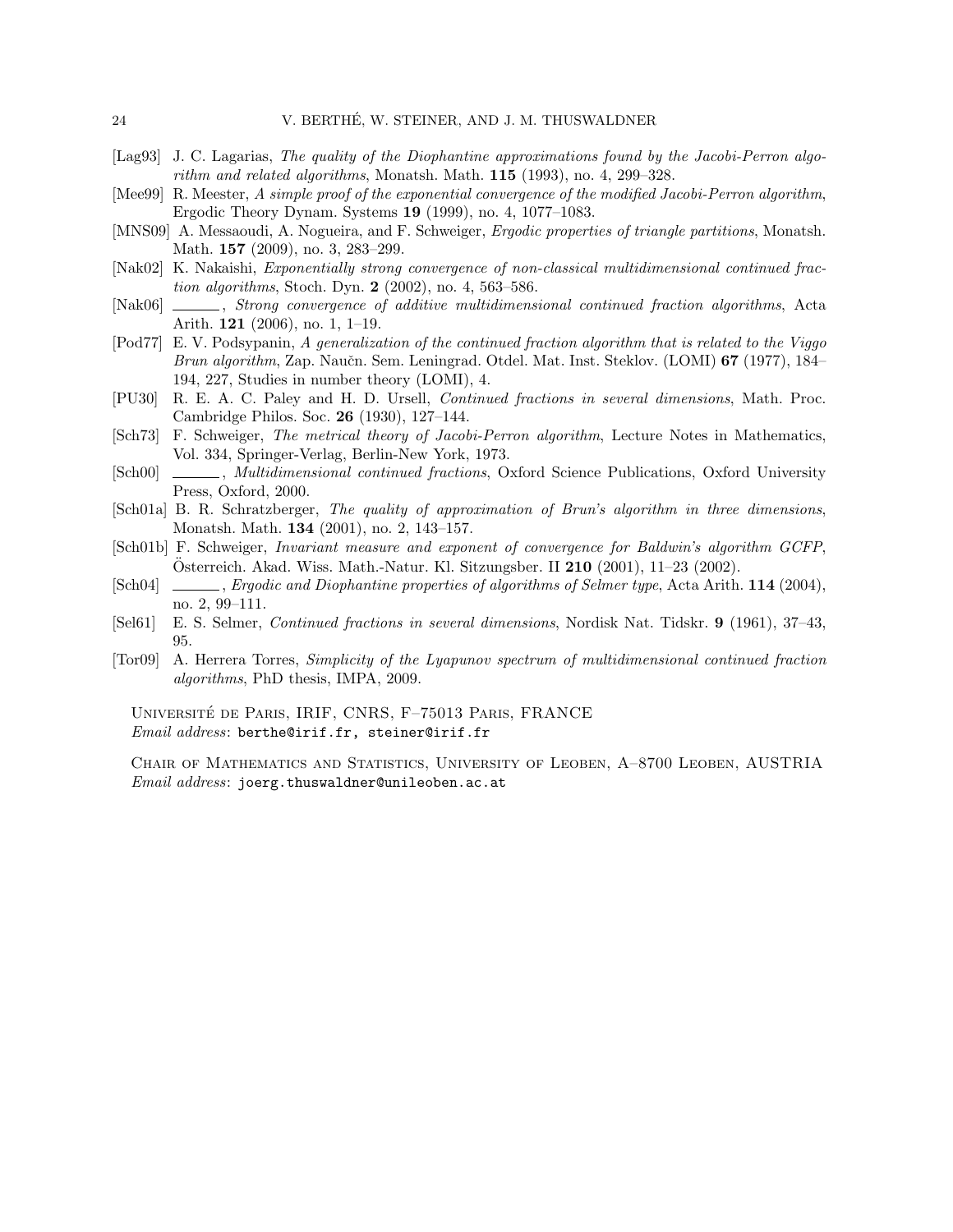[Lag93] J. C. Lagarias, *The quality of the Diophantine approximations found by the Jacobi-Perron algorithm and related algorithms*, Monatsh. Math. **115** (1993), no. 4, 299–328.

[Mee99] R. Meester, *A simple proof of the exponential convergence of the modified Jacobi-Perron algorithm*, Ergodic Theory Dynam. Systems **19** (1999), no. 4, 1077–1083.

[MNS09] A. Messaoudi, A. Nogueira, and F. Schweiger, *Ergodic properties of triangle partitions*, Monatsh. Math. **157** (2009), no. 3, 283–299.

[Nak02] K. Nakaishi, *Exponentially strong convergence of non-classical multidimensional continued fraction algorithms*, Stoch. Dyn. **2** (2002), no. 4, 563–586.

[Nak06] ______, *Strong convergence of additive multidimensional continued fraction algorithms*, Acta Arith. **121** (2006), no. 1, 1–19.

[Pod77] E. V. Podsypanin, *A generalization of the continued fraction algorithm that is related to the Viggo Brun algorithm*, Zap. Naučn. Sem. Leningrad. Otdel. Mat. Inst. Steklov. (LOMI) **67** (1977), 184–194, 227, Studies in number theory (LOMI), 4.

[PU30] R. E. A. C. Paley and H. D. Ursell, *Continued fractions in several dimensions*, Math. Proc. Cambridge Philos. Soc. **26** (1930), 127–144.

[Sch73] F. Schweiger, *The metrical theory of Jacobi-Perron algorithm*, Lecture Notes in Mathematics, Vol. 334, Springer-Verlag, Berlin-New York, 1973.

[Sch00] ______, *Multidimensional continued fractions*, Oxford Science Publications, Oxford University Press, Oxford, 2000.

[Sch01a] B. R. Schratzberger, *The quality of approximation of Brun's algorithm in three dimensions*, Monatsh. Math. **134** (2001), no. 2, 143–157.

[Sch01b] F. Schweiger, *Invariant measure and exponent of convergence for Baldwin's algorithm GCFP*, Österreich. Akad. Wiss. Math.-Natur. Kl. Sitzungsber. II **210** (2001), 11–23 (2002).

[Sch04] ______, *Ergodic and Diophantine properties of algorithms of Selmer type*, Acta Arith. **114** (2004), no. 2, 99–111.

[Sel61] E. S. Selmer, *Continued fractions in several dimensions*, Nordisk Nat. Tidskr. **9** (1961), 37–43, 95.

[Tor09] A. Herrera Torres, *Simplicity of the Lyapunov spectrum of multidimensional continued fraction algorithms*, PhD thesis, IMPA, 2009.

Université de Paris, IRIF, CNRS, F–75013 Paris, FRANCE
*Email address*: berthe@irif.fr, steiner@irif.fr

Chair of Mathematics and Statistics, University of Leoben, A–8700 Leoben, AUSTRIA
*Email address*: joerg.thuswaldner@unileoben.ac.at